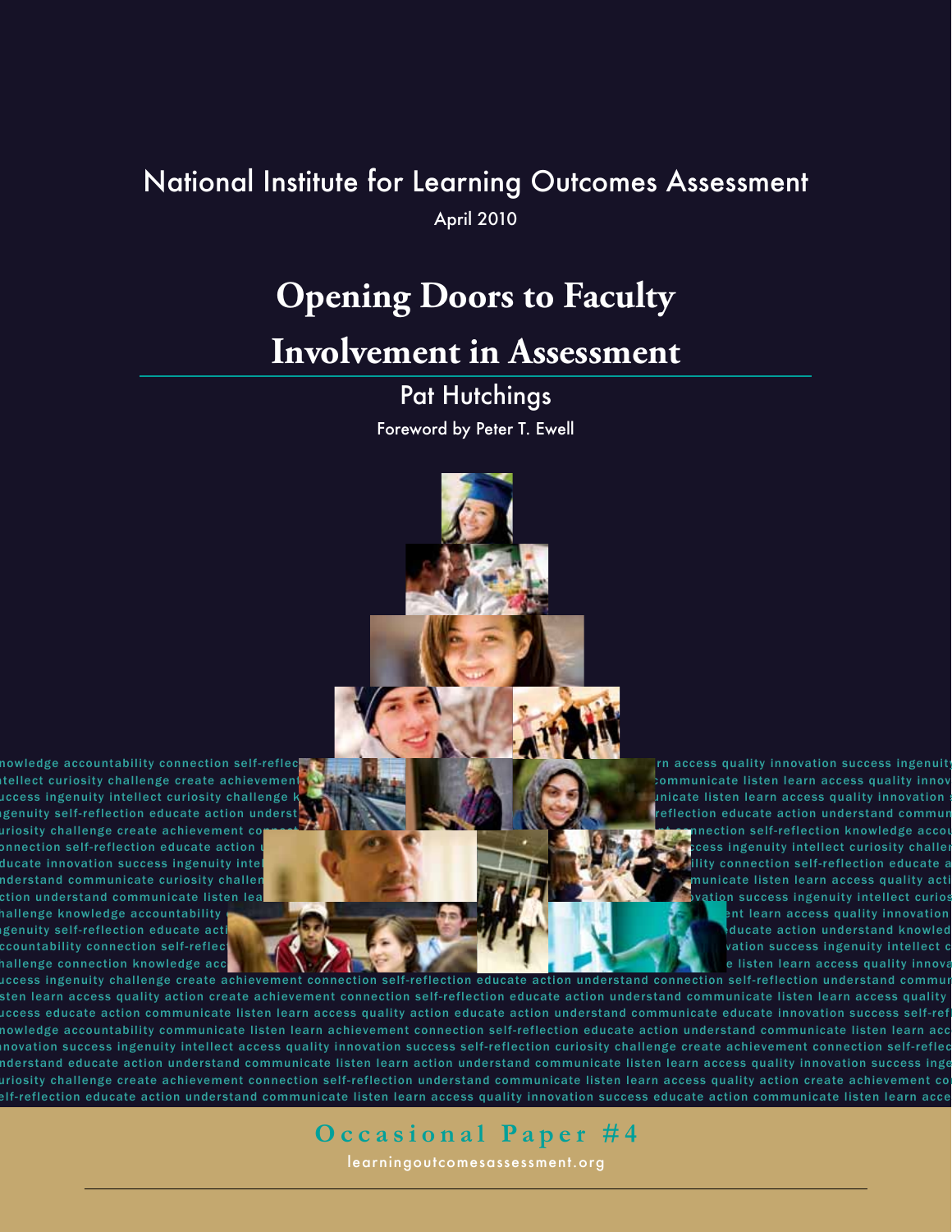National Institute for Learning Outcomes Assessment

April 2010

# Opening Doors to Faculty Involvement in Assessment

Pat Hutchings

Foreword by Peter T. Ewell

Occasional Paper #4

learningoutcomesassessment.org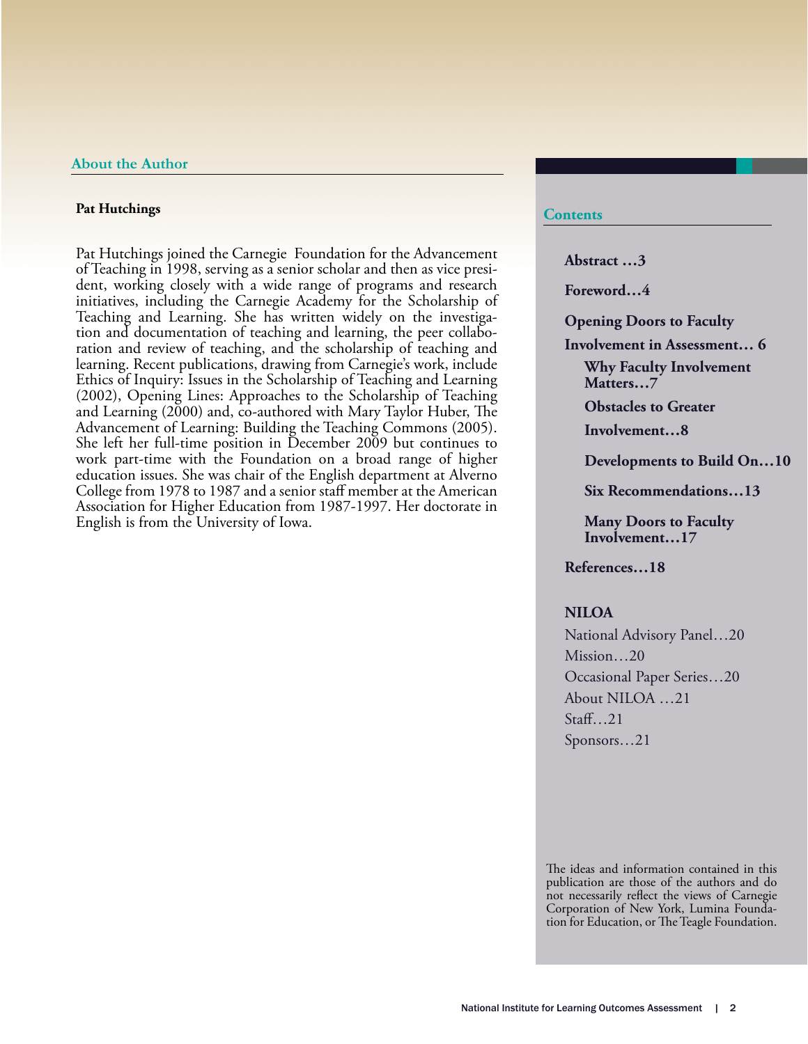## About the Author

**Pat Hutchings**

Pat Hutchings joined the Carnegie Foundation for the Advancement of Teaching in 1998, serving as a senior scholar and then as vice president, working closely with a wide range of programs and research initiatives, including the Carnegie Academy for the Scholarship of Teaching and Learning. She has written widely on the investigation and documentation of teaching and learning, the peer collaboration and review of teaching, and the scholarship of teaching and learning. Recent publications, drawing from Carnegie's work, include Ethics of Inquiry: Issues in the Scholarship of Teaching and Learning (2002), Opening Lines: Approaches to the Scholarship of Teaching and Learning (2000) and, co-authored with Mary Taylor Huber, The Advancement of Learning: Building the Teaching Commons (2005). She left her full-time position in December 2009 but continues to work part-time with the Foundation on a broad range of higher education issues. She was chair of the English department at Alverno College from 1978 to 1987 and a senior staff member at the American Association for Higher Education from 1987-1997. Her doctorate in English is from the University of Iowa.

## Contents

**Abstract …3**

**Foreword…4**

**Opening Doors to Faculty Involvement in Assessment… 6**

- **Why Faculty Involvement Matters…7**
- **Obstacles to Greater Involvement…8**
- **Developments to Build On…10**
- **Six Recommendations…13**
- **Many Doors to Faculty Involvement…17**

**References…18**

**NILOA**

National Advisory Panel…20
Mission…20
Occasional Paper Series…20
About NILOA …21
Staff…21
Sponsors…21

The ideas and information contained in this publication are those of the authors and do not necessarily reflect the views of Carnegie Corporation of New York, Lumina Foundation for Education, or The Teagle Foundation.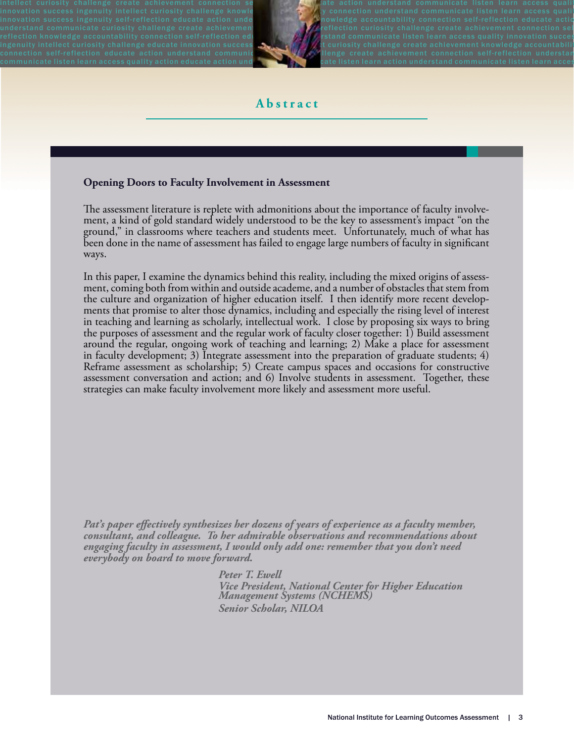# Abstract

## Opening Doors to Faculty Involvement in Assessment

The assessment literature is replete with admonitions about the importance of faculty involvement, a kind of gold standard widely understood to be the key to assessment's impact "on the ground," in classrooms where teachers and students meet. Unfortunately, much of what has been done in the name of assessment has failed to engage large numbers of faculty in significant ways.

In this paper, I examine the dynamics behind this reality, including the mixed origins of assessment, coming both from within and outside academe, and a number of obstacles that stem from the culture and organization of higher education itself. I then identify more recent developments that promise to alter those dynamics, including and especially the rising level of interest in teaching and learning as scholarly, intellectual work. I close by proposing six ways to bring the purposes of assessment and the regular work of faculty closer together: 1) Build assessment around the regular, ongoing work of teaching and learning; 2) Make a place for assessment in faculty development; 3) Integrate assessment into the preparation of graduate students; 4) Reframe assessment as scholarship; 5) Create campus spaces and occasions for constructive assessment conversation and action; and 6) Involve students in assessment. Together, these strategies can make faculty involvement more likely and assessment more useful.

***Pat's paper effectively synthesizes her dozens of years of experience as a faculty member, consultant, and colleague. To her admirable observations and recommendations about engaging faculty in assessment, I would only add one: remember that you don't need everybody on board to move forward.***

*Peter T. Ewell*
*Vice President, National Center for Higher Education Management Systems (NCHEMS)*
*Senior Scholar, NILOA*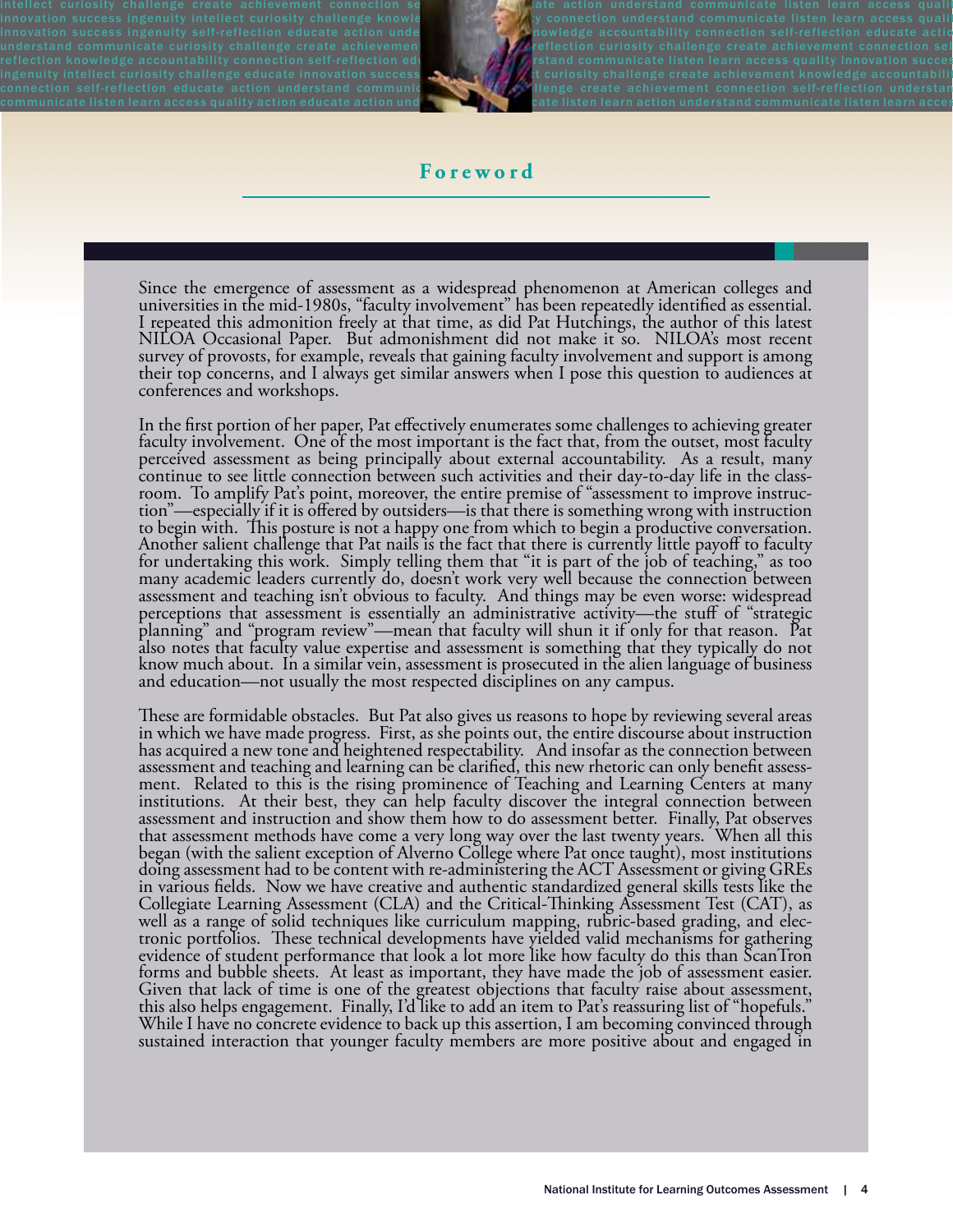# Foreword

Since the emergence of assessment as a widespread phenomenon at American colleges and universities in the mid-1980s, "faculty involvement" has been repeatedly identified as essential. I repeated this admonition freely at that time, as did Pat Hutchings, the author of this latest NILOA Occasional Paper. But admonishment did not make it so. NILOA's most recent survey of provosts, for example, reveals that gaining faculty involvement and support is among their top concerns, and I always get similar answers when I pose this question to audiences at conferences and workshops.

In the first portion of her paper, Pat effectively enumerates some challenges to achieving greater faculty involvement. One of the most important is the fact that, from the outset, most faculty perceived assessment as being principally about external accountability. As a result, many continue to see little connection between such activities and their day-to-day life in the classroom. To amplify Pat's point, moreover, the entire premise of "assessment to improve instruction"—especially if it is offered by outsiders—is that there is something wrong with instruction to begin with. This posture is not a happy one from which to begin a productive conversation. Another salient challenge that Pat nails is the fact that there is currently little payoff to faculty for undertaking this work. Simply telling them that "it is part of the job of teaching," as too many academic leaders currently do, doesn't work very well because the connection between assessment and teaching isn't obvious to faculty. And things may be even worse: widespread perceptions that assessment is essentially an administrative activity—the stuff of "strategic planning" and "program review"—mean that faculty will shun it if only for that reason. Pat also notes that faculty value expertise and assessment is something that they typically do not know much about. In a similar vein, assessment is prosecuted in the alien language of business and education—not usually the most respected disciplines on any campus.

These are formidable obstacles. But Pat also gives us reasons to hope by reviewing several areas in which we have made progress. First, as she points out, the entire discourse about instruction has acquired a new tone and heightened respectability. And insofar as the connection between assessment and teaching and learning can be clarified, this new rhetoric can only benefit assessment. Related to this is the rising prominence of Teaching and Learning Centers at many institutions. At their best, they can help faculty discover the integral connection between assessment and instruction and show them how to do assessment better. Finally, Pat observes that assessment methods have come a very long way over the last twenty years. When all this began (with the salient exception of Alverno College where Pat once taught), most institutions doing assessment had to be content with re-administering the ACT Assessment or giving GREs in various fields. Now we have creative and authentic standardized general skills tests like the Collegiate Learning Assessment (CLA) and the Critical-Thinking Assessment Test (CAT), as well as a range of solid techniques like curriculum mapping, rubric-based grading, and electronic portfolios. These technical developments have yielded valid mechanisms for gathering evidence of student performance that look a lot more like how faculty do this than ScanTron forms and bubble sheets. At least as important, they have made the job of assessment easier. Given that lack of time is one of the greatest objections that faculty raise about assessment, this also helps engagement. Finally, I'd like to add an item to Pat's reassuring list of "hopefuls." While I have no concrete evidence to back up this assertion, I am becoming convinced through sustained interaction that younger faculty members are more positive about and engaged in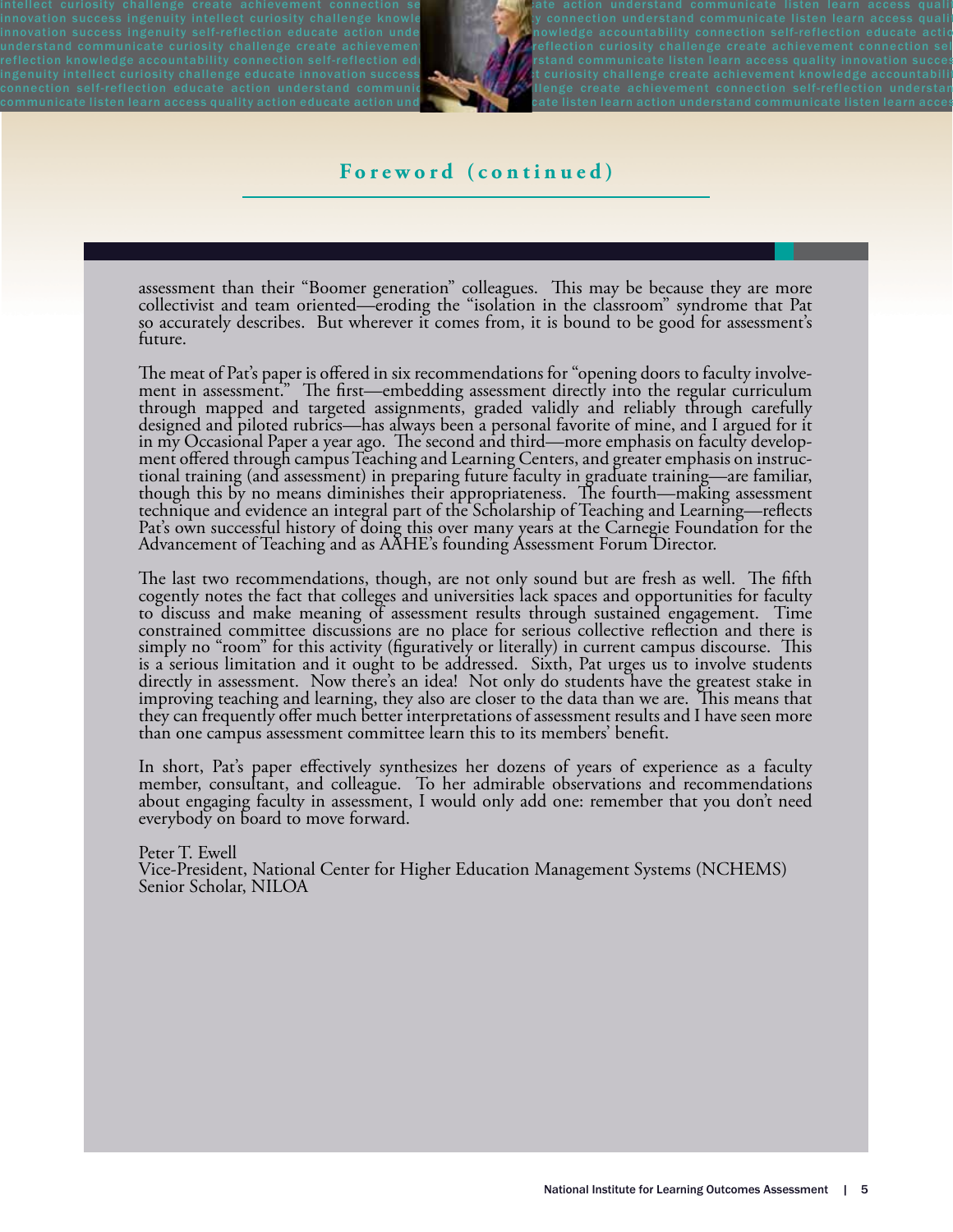## Foreword (continued)

assessment than their "Boomer generation" colleagues. This may be because they are more collectivist and team oriented—eroding the "isolation in the classroom" syndrome that Pat so accurately describes. But wherever it comes from, it is bound to be good for assessment's future.

The meat of Pat's paper is offered in six recommendations for "opening doors to faculty involvement in assessment." The first—embedding assessment directly into the regular curriculum through mapped and targeted assignments, graded validly and reliably through carefully designed and piloted rubrics—has always been a personal favorite of mine, and I argued for it in my Occasional Paper a year ago. The second and third—more emphasis on faculty development offered through campus Teaching and Learning Centers, and greater emphasis on instructional training (and assessment) in preparing future faculty in graduate training—are familiar, though this by no means diminishes their appropriateness. The fourth—making assessment technique and evidence an integral part of the Scholarship of Teaching and Learning—reflects Pat's own successful history of doing this over many years at the Carnegie Foundation for the Advancement of Teaching and as AAHE's founding Assessment Forum Director.

The last two recommendations, though, are not only sound but are fresh as well. The fifth cogently notes the fact that colleges and universities lack spaces and opportunities for faculty to discuss and make meaning of assessment results through sustained engagement. Time constrained committee discussions are no place for serious collective reflection and there is simply no "room" for this activity (figuratively or literally) in current campus discourse. This is a serious limitation and it ought to be addressed. Sixth, Pat urges us to involve students directly in assessment. Now there's an idea! Not only do students have the greatest stake in improving teaching and learning, they also are closer to the data than we are. This means that they can frequently offer much better interpretations of assessment results and I have seen more than one campus assessment committee learn this to its members' benefit.

In short, Pat's paper effectively synthesizes her dozens of years of experience as a faculty member, consultant, and colleague. To her admirable observations and recommendations about engaging faculty in assessment, I would only add one: remember that you don't need everybody on board to move forward.

Peter T. Ewell  
Vice-President, National Center for Higher Education Management Systems (NCHEMS)  
Senior Scholar, NILOA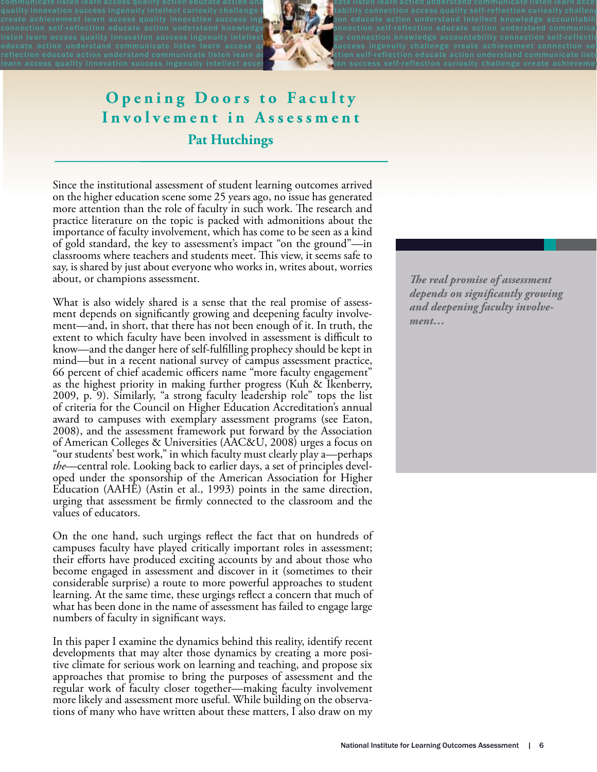# Opening Doors to Faculty Involvement in Assessment

## Pat Hutchings

Since the institutional assessment of student learning outcomes arrived on the higher education scene some 25 years ago, no issue has generated more attention than the role of faculty in such work. The research and practice literature on the topic is packed with admonitions about the importance of faculty involvement, which has come to be seen as a kind of gold standard, the key to assessment's impact "on the ground"—in classrooms where teachers and students meet. This view, it seems safe to say, is shared by just about everyone who works in, writes about, worries about, or champions assessment.

What is also widely shared is a sense that the real promise of assessment depends on significantly growing and deepening faculty involvement—and, in short, that there has not been enough of it. In truth, the extent to which faculty have been involved in assessment is difficult to know—and the danger here of self-fulfilling prophecy should be kept in mind—but in a recent national survey of campus assessment practice, 66 percent of chief academic officers name "more faculty engagement" as the highest priority in making further progress (Kuh & Ikenberry, 2009, p. 9). Similarly, "a strong faculty leadership role" tops the list of criteria for the Council on Higher Education Accreditation's annual award to campuses with exemplary assessment programs (see Eaton, 2008), and the assessment framework put forward by the Association of American Colleges & Universities (AAC&U, 2008) urges a focus on "our students' best work," in which faculty must clearly play a—perhaps *the*—central role. Looking back to earlier days, a set of principles developed under the sponsorship of the American Association for Higher Education (AAHE) (Astin et al., 1993) points in the same direction, urging that assessment be firmly connected to the classroom and the values of educators.

*The real promise of assessment depends on significantly growing and deepening faculty involvement…*

On the one hand, such urgings reflect the fact that on hundreds of campuses faculty have played critically important roles in assessment; their efforts have produced exciting accounts by and about those who become engaged in assessment and discover in it (sometimes to their considerable surprise) a route to more powerful approaches to student learning. At the same time, these urgings reflect a concern that much of what has been done in the name of assessment has failed to engage large numbers of faculty in significant ways.

In this paper I examine the dynamics behind this reality, identify recent developments that may alter those dynamics by creating a more positive climate for serious work on learning and teaching, and propose six approaches that promise to bring the purposes of assessment and the regular work of faculty closer together—making faculty involvement more likely and assessment more useful. While building on the observations of many who have written about these matters, I also draw on my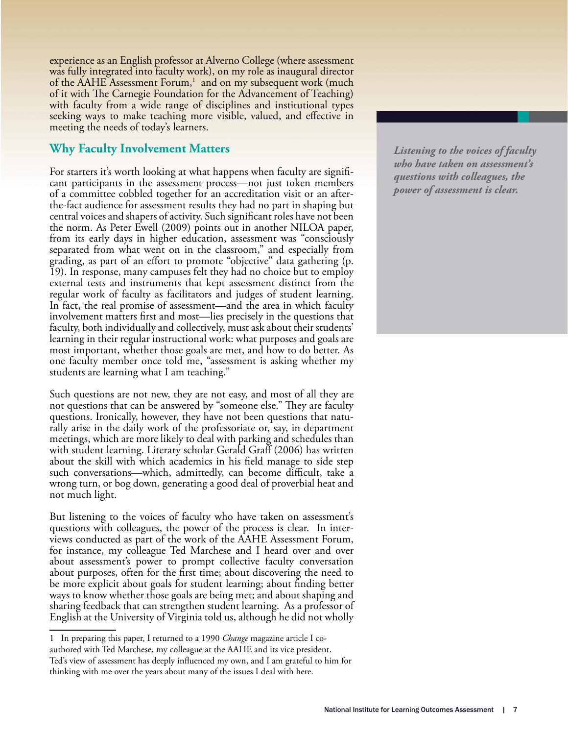experience as an English professor at Alverno College (where assessment was fully integrated into faculty work), on my role as inaugural director of the AAHE Assessment Forum,[1] and on my subsequent work (much of it with The Carnegie Foundation for the Advancement of Teaching) with faculty from a wide range of disciplines and institutional types seeking ways to make teaching more visible, valued, and effective in meeting the needs of today's learners.

## Why Faculty Involvement Matters

For starters it's worth looking at what happens when faculty are significant participants in the assessment process—not just token members of a committee cobbled together for an accreditation visit or an after-the-fact audience for assessment results they had no part in shaping but central voices and shapers of activity. Such significant roles have not been the norm. As Peter Ewell (2009) points out in another NILOA paper, from its early days in higher education, assessment was "consciously separated from what went on in the classroom," and especially from grading, as part of an effort to promote "objective" data gathering (p. 19). In response, many campuses felt they had no choice but to employ external tests and instruments that kept assessment distinct from the regular work of faculty as facilitators and judges of student learning. In fact, the real promise of assessment—and the area in which faculty involvement matters first and most—lies precisely in the questions that faculty, both individually and collectively, must ask about their students' learning in their regular instructional work: what purposes and goals are most important, whether those goals are met, and how to do better. As one faculty member once told me, "assessment is asking whether my students are learning what I am teaching."

*Listening to the voices of faculty who have taken on assessment's questions with colleagues, the power of assessment is clear.*

Such questions are not new, they are not easy, and most of all they are not questions that can be answered by "someone else." They are faculty questions. Ironically, however, they have not been questions that naturally arise in the daily work of the professoriate or, say, in department meetings, which are more likely to deal with parking and schedules than with student learning. Literary scholar Gerald Graff (2006) has written about the skill with which academics in his field manage to side step such conversations—which, admittedly, can become difficult, take a wrong turn, or bog down, generating a good deal of proverbial heat and not much light.

But listening to the voices of faculty who have taken on assessment's questions with colleagues, the power of the process is clear. In interviews conducted as part of the work of the AAHE Assessment Forum, for instance, my colleague Ted Marchese and I heard over and over about assessment's power to prompt collective faculty conversation about purposes, often for the first time; about discovering the need to be more explicit about goals for student learning; about finding better ways to know whether those goals are being met; and about shaping and sharing feedback that can strengthen student learning. As a professor of English at the University of Virginia told us, although he did not wholly

---

1 In preparing this paper, I returned to a 1990 *Change* magazine article I co-authored with Ted Marchese, my colleague at the AAHE and its vice president. Ted's view of assessment has deeply influenced my own, and I am grateful to him for thinking with me over the years about many of the issues I deal with here.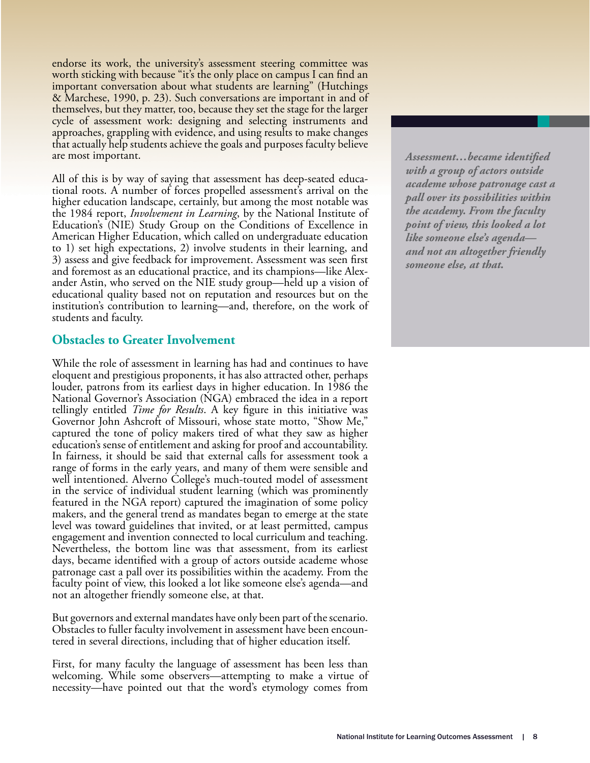endorse its work, the university's assessment steering committee was worth sticking with because "it's the only place on campus I can find an important conversation about what students are learning" (Hutchings & Marchese, 1990, p. 23). Such conversations are important in and of themselves, but they matter, too, because they set the stage for the larger cycle of assessment work: designing and selecting instruments and approaches, grappling with evidence, and using results to make changes that actually help students achieve the goals and purposes faculty believe are most important.

All of this is by way of saying that assessment has deep-seated educational roots. A number of forces propelled assessment's arrival on the higher education landscape, certainly, but among the most notable was the 1984 report, *Involvement in Learning*, by the National Institute of Education's (NIE) Study Group on the Conditions of Excellence in American Higher Education, which called on undergraduate education to 1) set high expectations, 2) involve students in their learning, and 3) assess and give feedback for improvement. Assessment was seen first and foremost as an educational practice, and its champions—like Alexander Astin, who served on the NIE study group—held up a vision of educational quality based not on reputation and resources but on the institution's contribution to learning—and, therefore, on the work of students and faculty.

*Assessment…became identified with a group of actors outside academe whose patronage cast a pall over its possibilities within the academy. From the faculty point of view, this looked a lot like someone else's agenda—and not an altogether friendly someone else, at that.*

## Obstacles to Greater Involvement

While the role of assessment in learning has had and continues to have eloquent and prestigious proponents, it has also attracted other, perhaps louder, patrons from its earliest days in higher education. In 1986 the National Governor's Association (NGA) embraced the idea in a report tellingly entitled *Time for Results*. A key figure in this initiative was Governor John Ashcroft of Missouri, whose state motto, "Show Me," captured the tone of policy makers tired of what they saw as higher education's sense of entitlement and asking for proof and accountability. In fairness, it should be said that external calls for assessment took a range of forms in the early years, and many of them were sensible and well intentioned. Alverno College's much-touted model of assessment in the service of individual student learning (which was prominently featured in the NGA report) captured the imagination of some policy makers, and the general trend as mandates began to emerge at the state level was toward guidelines that invited, or at least permitted, campus engagement and invention connected to local curriculum and teaching. Nevertheless, the bottom line was that assessment, from its earliest days, became identified with a group of actors outside academe whose patronage cast a pall over its possibilities within the academy. From the faculty point of view, this looked a lot like someone else's agenda—and not an altogether friendly someone else, at that.

But governors and external mandates have only been part of the scenario. Obstacles to fuller faculty involvement in assessment have been encountered in several directions, including that of higher education itself.

First, for many faculty the language of assessment has been less than welcoming. While some observers—attempting to make a virtue of necessity—have pointed out that the word's etymology comes from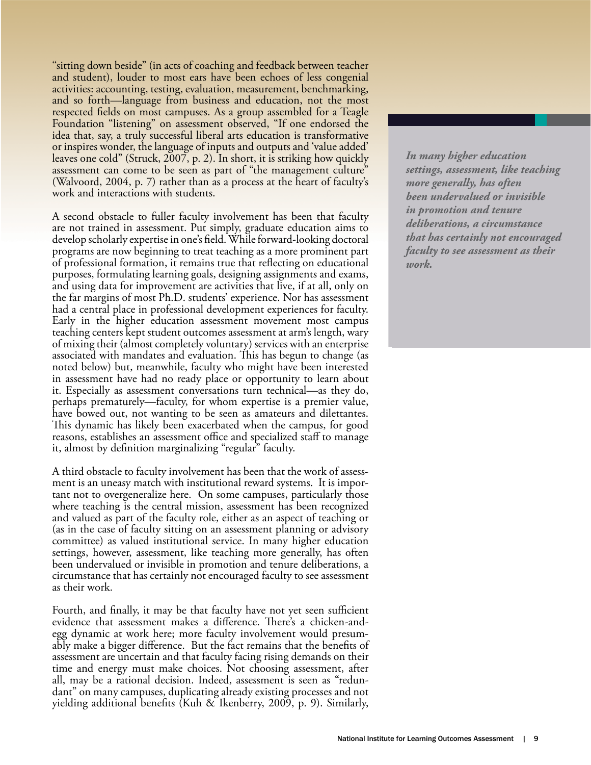"sitting down beside" (in acts of coaching and feedback between teacher and student), louder to most ears have been echoes of less congenial activities: accounting, testing, evaluation, measurement, benchmarking, and so forth—language from business and education, not the most respected fields on most campuses. As a group assembled for a Teagle Foundation "listening" on assessment observed, "If one endorsed the idea that, say, a truly successful liberal arts education is transformative or inspires wonder, the language of inputs and outputs and 'value added' leaves one cold" (Struck, 2007, p. 2). In short, it is striking how quickly assessment can come to be seen as part of "the management culture" (Walvoord, 2004, p. 7) rather than as a process at the heart of faculty's work and interactions with students.

A second obstacle to fuller faculty involvement has been that faculty are not trained in assessment. Put simply, graduate education aims to develop scholarly expertise in one's field. While forward-looking doctoral programs are now beginning to treat teaching as a more prominent part of professional formation, it remains true that reflecting on educational purposes, formulating learning goals, designing assignments and exams, and using data for improvement are activities that live, if at all, only on the far margins of most Ph.D. students' experience. Nor has assessment had a central place in professional development experiences for faculty. Early in the higher education assessment movement most campus teaching centers kept student outcomes assessment at arm's length, wary of mixing their (almost completely voluntary) services with an enterprise associated with mandates and evaluation. This has begun to change (as noted below) but, meanwhile, faculty who might have been interested in assessment have had no ready place or opportunity to learn about it. Especially as assessment conversations turn technical—as they do, perhaps prematurely—faculty, for whom expertise is a premier value, have bowed out, not wanting to be seen as amateurs and dilettantes. This dynamic has likely been exacerbated when the campus, for good reasons, establishes an assessment office and specialized staff to manage it, almost by definition marginalizing "regular" faculty.

A third obstacle to faculty involvement has been that the work of assessment is an uneasy match with institutional reward systems. It is important not to overgeneralize here. On some campuses, particularly those where teaching is the central mission, assessment has been recognized and valued as part of the faculty role, either as an aspect of teaching or (as in the case of faculty sitting on an assessment planning or advisory committee) as valued institutional service. In many higher education settings, however, assessment, like teaching more generally, has often been undervalued or invisible in promotion and tenure deliberations, a circumstance that has certainly not encouraged faculty to see assessment as their work.

> ***In many higher education settings, assessment, like teaching more generally, has often been undervalued or invisible in promotion and tenure deliberations, a circumstance that has certainly not encouraged faculty to see assessment as their work.***

Fourth, and finally, it may be that faculty have not yet seen sufficient evidence that assessment makes a difference. There's a chicken-and-egg dynamic at work here; more faculty involvement would presumably make a bigger difference. But the fact remains that the benefits of assessment are uncertain and that faculty facing rising demands on their time and energy must make choices. Not choosing assessment, after all, may be a rational decision. Indeed, assessment is seen as "redundant" on many campuses, duplicating already existing processes and not yielding additional benefits (Kuh & Ikenberry, 2009, p. 9). Similarly,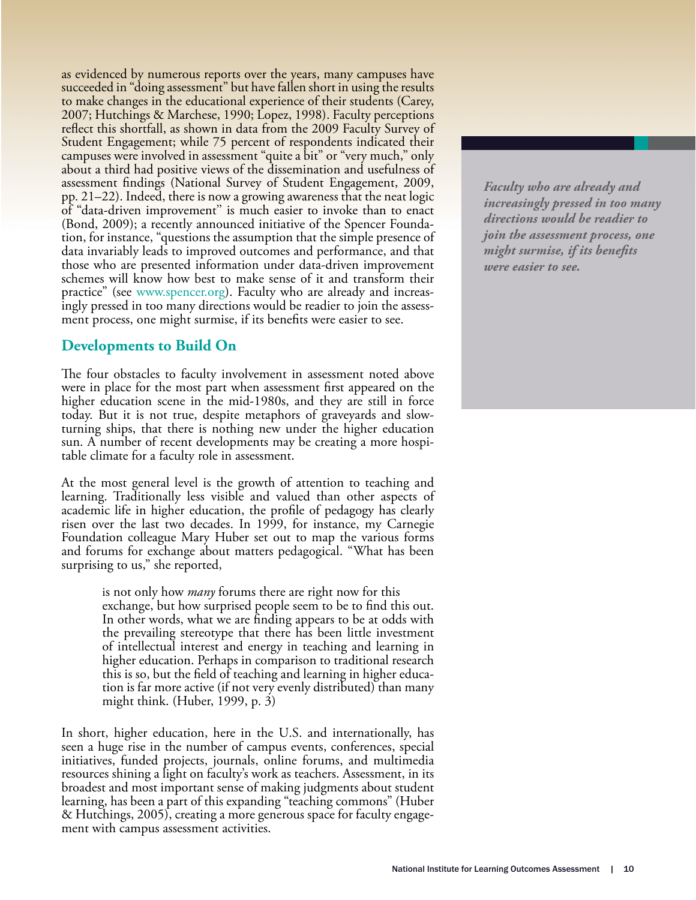as evidenced by numerous reports over the years, many campuses have succeeded in "doing assessment" but have fallen short in using the results to make changes in the educational experience of their students (Carey, 2007; Hutchings & Marchese, 1990; Lopez, 1998). Faculty perceptions reflect this shortfall, as shown in data from the 2009 Faculty Survey of Student Engagement; while 75 percent of respondents indicated their campuses were involved in assessment "quite a bit" or "very much," only about a third had positive views of the dissemination and usefulness of assessment findings (National Survey of Student Engagement, 2009, pp. 21–22). Indeed, there is now a growing awareness that the neat logic of "data-driven improvement" is much easier to invoke than to enact (Bond, 2009); a recently announced initiative of the Spencer Foundation, for instance, "questions the assumption that the simple presence of data invariably leads to improved outcomes and performance, and that those who are presented information under data-driven improvement schemes will know how best to make sense of it and transform their practice" (see www.spencer.org). Faculty who are already and increasingly pressed in too many directions would be readier to join the assessment process, one might surmise, if its benefits were easier to see.

***Faculty who are already and increasingly pressed in too many directions would be readier to join the assessment process, one might surmise, if its benefits were easier to see.***

## Developments to Build On

The four obstacles to faculty involvement in assessment noted above were in place for the most part when assessment first appeared on the higher education scene in the mid-1980s, and they are still in force today. But it is not true, despite metaphors of graveyards and slow-turning ships, that there is nothing new under the higher education sun. A number of recent developments may be creating a more hospitable climate for a faculty role in assessment.

At the most general level is the growth of attention to teaching and learning. Traditionally less visible and valued than other aspects of academic life in higher education, the profile of pedagogy has clearly risen over the last two decades. In 1999, for instance, my Carnegie Foundation colleague Mary Huber set out to map the various forms and forums for exchange about matters pedagogical. "What has been surprising to us," she reported,

> is not only how *many* forums there are right now for this exchange, but how surprised people seem to be to find this out. In other words, what we are finding appears to be at odds with the prevailing stereotype that there has been little investment of intellectual interest and energy in teaching and learning in higher education. Perhaps in comparison to traditional research this is so, but the field of teaching and learning in higher education is far more active (if not very evenly distributed) than many might think. (Huber, 1999, p. 3)

In short, higher education, here in the U.S. and internationally, has seen a huge rise in the number of campus events, conferences, special initiatives, funded projects, journals, online forums, and multimedia resources shining a light on faculty's work as teachers. Assessment, in its broadest and most important sense of making judgments about student learning, has been a part of this expanding "teaching commons" (Huber & Hutchings, 2005), creating a more generous space for faculty engagement with campus assessment activities.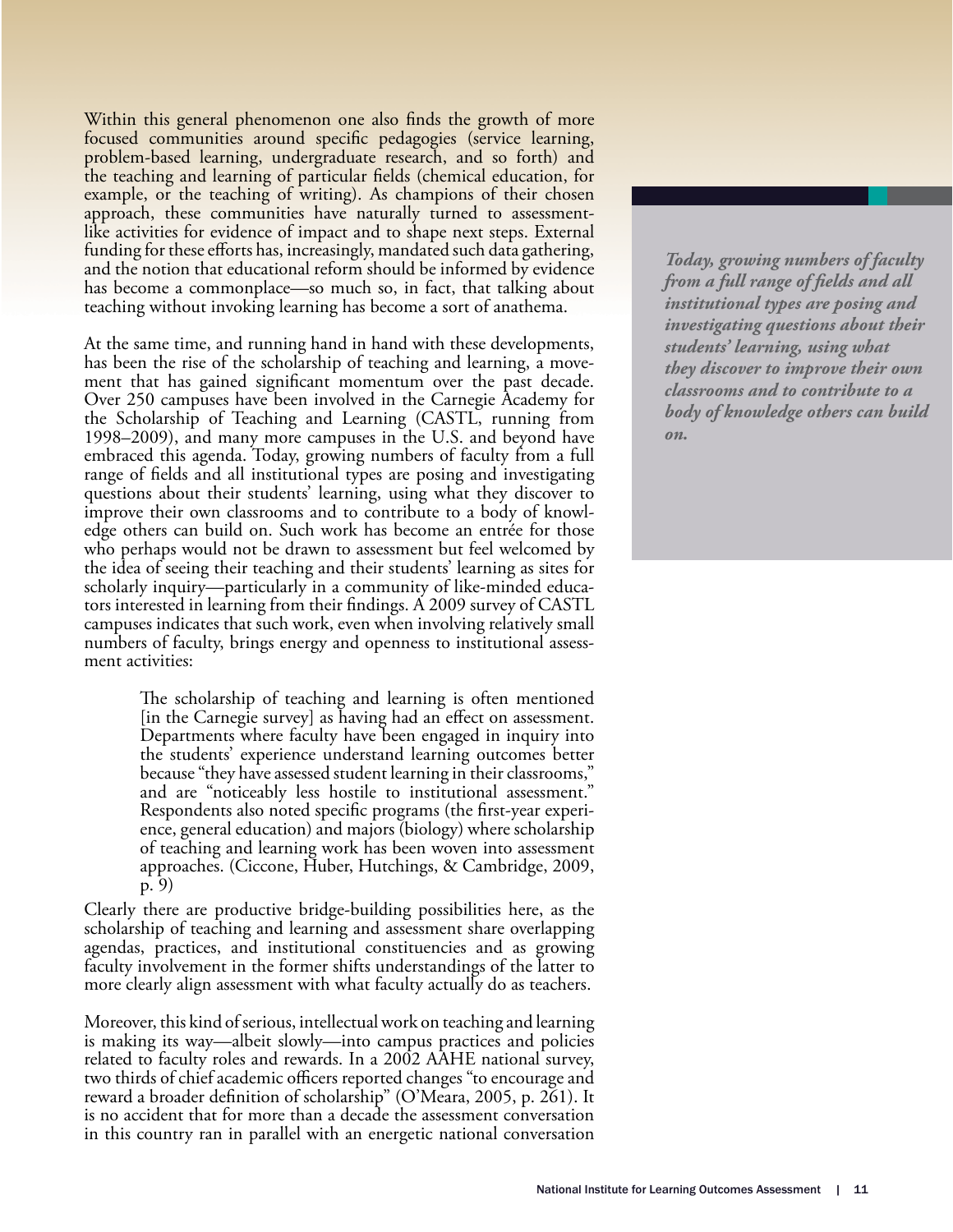Within this general phenomenon one also finds the growth of more focused communities around specific pedagogies (service learning, problem-based learning, undergraduate research, and so forth) and the teaching and learning of particular fields (chemical education, for example, or the teaching of writing). As champions of their chosen approach, these communities have naturally turned to assessment-like activities for evidence of impact and to shape next steps. External funding for these efforts has, increasingly, mandated such data gathering, and the notion that educational reform should be informed by evidence has become a commonplace—so much so, in fact, that talking about teaching without invoking learning has become a sort of anathema.

At the same time, and running hand in hand with these developments, has been the rise of the scholarship of teaching and learning, a movement that has gained significant momentum over the past decade. Over 250 campuses have been involved in the Carnegie Academy for the Scholarship of Teaching and Learning (CASTL, running from 1998–2009), and many more campuses in the U.S. and beyond have embraced this agenda. Today, growing numbers of faculty from a full range of fields and all institutional types are posing and investigating questions about their students' learning, using what they discover to improve their own classrooms and to contribute to a body of knowledge others can build on. Such work has become an entrée for those who perhaps would not be drawn to assessment but feel welcomed by the idea of seeing their teaching and their students' learning as sites for scholarly inquiry—particularly in a community of like-minded educators interested in learning from their findings. A 2009 survey of CASTL campuses indicates that such work, even when involving relatively small numbers of faculty, brings energy and openness to institutional assessment activities:

> The scholarship of teaching and learning is often mentioned [in the Carnegie survey] as having had an effect on assessment. Departments where faculty have been engaged in inquiry into the students' experience understand learning outcomes better because "they have assessed student learning in their classrooms," and are "noticeably less hostile to institutional assessment." Respondents also noted specific programs (the first-year experience, general education) and majors (biology) where scholarship of teaching and learning work has been woven into assessment approaches. (Ciccone, Huber, Hutchings, & Cambridge, 2009, p. 9)

Clearly there are productive bridge-building possibilities here, as the scholarship of teaching and learning and assessment share overlapping agendas, practices, and institutional constituencies and as growing faculty involvement in the former shifts understandings of the latter to more clearly align assessment with what faculty actually do as teachers.

Moreover, this kind of serious, intellectual work on teaching and learning is making its way—albeit slowly—into campus practices and policies related to faculty roles and rewards. In a 2002 AAHE national survey, two thirds of chief academic officers reported changes "to encourage and reward a broader definition of scholarship" (O'Meara, 2005, p. 261). It is no accident that for more than a decade the assessment conversation in this country ran in parallel with an energetic national conversation

***Today, growing numbers of faculty from a full range of fields and all institutional types are posing and investigating questions about their students' learning, using what they discover to improve their own classrooms and to contribute to a body of knowledge others can build on.***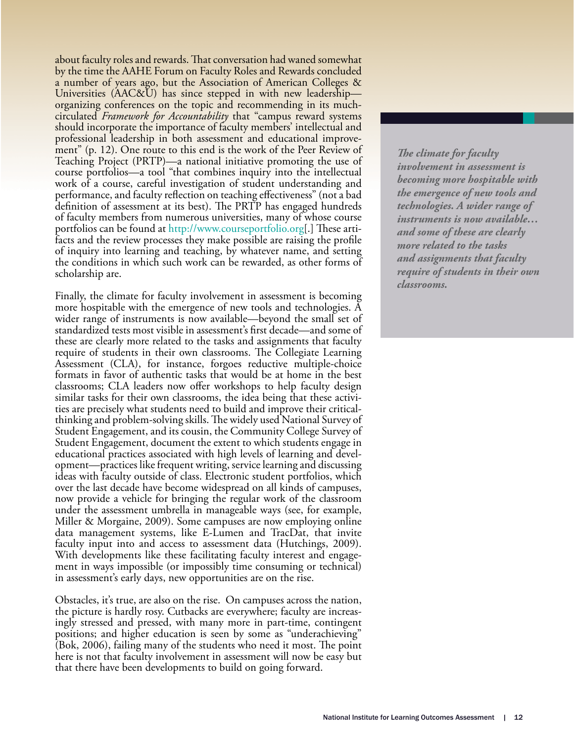about faculty roles and rewards. That conversation had waned somewhat by the time the AAHE Forum on Faculty Roles and Rewards concluded a number of years ago, but the Association of American Colleges & Universities (AAC&U) has since stepped in with new leadership—organizing conferences on the topic and recommending in its much-circulated *Framework for Accountability* that "campus reward systems should incorporate the importance of faculty members' intellectual and professional leadership in both assessment and educational improvement" (p. 12). One route to this end is the work of the Peer Review of Teaching Project (PRTP)—a national initiative promoting the use of course portfolios—a tool "that combines inquiry into the intellectual work of a course, careful investigation of student understanding and performance, and faculty reflection on teaching effectiveness" (not a bad definition of assessment at its best). The PRTP has engaged hundreds of faculty members from numerous universities, many of whose course portfolios can be found at http://www.courseportfolio.org[.] These artifacts and the review processes they make possible are raising the profile of inquiry into learning and teaching, by whatever name, and setting the conditions in which such work can be rewarded, as other forms of scholarship are.

Finally, the climate for faculty involvement in assessment is becoming more hospitable with the emergence of new tools and technologies. A wider range of instruments is now available—beyond the small set of standardized tests most visible in assessment's first decade—and some of these are clearly more related to the tasks and assignments that faculty require of students in their own classrooms. The Collegiate Learning Assessment (CLA), for instance, forgoes reductive multiple-choice formats in favor of authentic tasks that would be at home in the best classrooms; CLA leaders now offer workshops to help faculty design similar tasks for their own classrooms, the idea being that these activities are precisely what students need to build and improve their critical-thinking and problem-solving skills. The widely used National Survey of Student Engagement, and its cousin, the Community College Survey of Student Engagement, document the extent to which students engage in educational practices associated with high levels of learning and development—practices like frequent writing, service learning and discussing ideas with faculty outside of class. Electronic student portfolios, which over the last decade have become widespread on all kinds of campuses, now provide a vehicle for bringing the regular work of the classroom under the assessment umbrella in manageable ways (see, for example, Miller & Morgaine, 2009). Some campuses are now employing online data management systems, like E-Lumen and TracDat, that invite faculty input into and access to assessment data (Hutchings, 2009). With developments like these facilitating faculty interest and engagement in ways impossible (or impossibly time consuming or technical) in assessment's early days, new opportunities are on the rise.

*The climate for faculty involvement in assessment is becoming more hospitable with the emergence of new tools and technologies. A wider range of instruments is now available… and some of these are clearly more related to the tasks and assignments that faculty require of students in their own classrooms.*

Obstacles, it's true, are also on the rise. On campuses across the nation, the picture is hardly rosy. Cutbacks are everywhere; faculty are increasingly stressed and pressed, with many more in part-time, contingent positions; and higher education is seen by some as "underachieving" (Bok, 2006), failing many of the students who need it most. The point here is not that faculty involvement in assessment will now be easy but that there have been developments to build on going forward.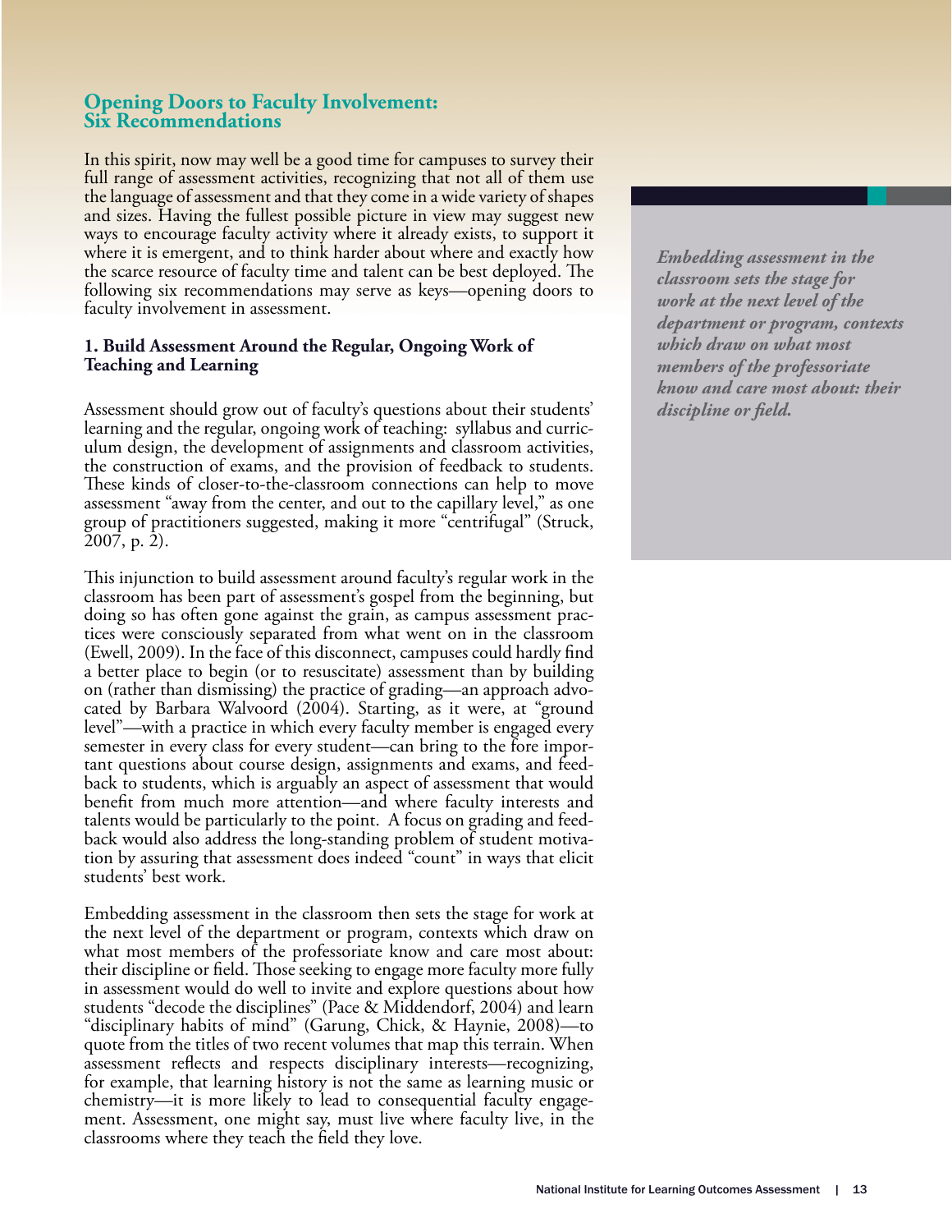## Opening Doors to Faculty Involvement: Six Recommendations

In this spirit, now may well be a good time for campuses to survey their full range of assessment activities, recognizing that not all of them use the language of assessment and that they come in a wide variety of shapes and sizes. Having the fullest possible picture in view may suggest new ways to encourage faculty activity where it already exists, to support it where it is emergent, and to think harder about where and exactly how the scarce resource of faculty time and talent can be best deployed. The following six recommendations may serve as keys—opening doors to faculty involvement in assessment.

### 1. Build Assessment Around the Regular, Ongoing Work of Teaching and Learning

Assessment should grow out of faculty's questions about their students' learning and the regular, ongoing work of teaching: syllabus and curriculum design, the development of assignments and classroom activities, the construction of exams, and the provision of feedback to students. These kinds of closer-to-the-classroom connections can help to move assessment "away from the center, and out to the capillary level," as one group of practitioners suggested, making it more "centrifugal" (Struck, 2007, p. 2).

This injunction to build assessment around faculty's regular work in the classroom has been part of assessment's gospel from the beginning, but doing so has often gone against the grain, as campus assessment practices were consciously separated from what went on in the classroom (Ewell, 2009). In the face of this disconnect, campuses could hardly find a better place to begin (or to resuscitate) assessment than by building on (rather than dismissing) the practice of grading—an approach advocated by Barbara Walvoord (2004). Starting, as it were, at "ground level"—with a practice in which every faculty member is engaged every semester in every class for every student—can bring to the fore important questions about course design, assignments and exams, and feedback to students, which is arguably an aspect of assessment that would benefit from much more attention—and where faculty interests and talents would be particularly to the point. A focus on grading and feedback would also address the long-standing problem of student motivation by assuring that assessment does indeed "count" in ways that elicit students' best work.

Embedding assessment in the classroom then sets the stage for work at the next level of the department or program, contexts which draw on what most members of the professoriate know and care most about: their discipline or field. Those seeking to engage more faculty more fully in assessment would do well to invite and explore questions about how students "decode the disciplines" (Pace & Middendorf, 2004) and learn "disciplinary habits of mind" (Garung, Chick, & Haynie, 2008)—to quote from the titles of two recent volumes that map this terrain. When assessment reflects and respects disciplinary interests—recognizing, for example, that learning history is not the same as learning music or chemistry—it is more likely to lead to consequential faculty engagement. Assessment, one might say, must live where faculty live, in the classrooms where they teach the field they love.

> *Embedding assessment in the classroom sets the stage for work at the next level of the department or program, contexts which draw on what most members of the professoriate know and care most about: their discipline or field.*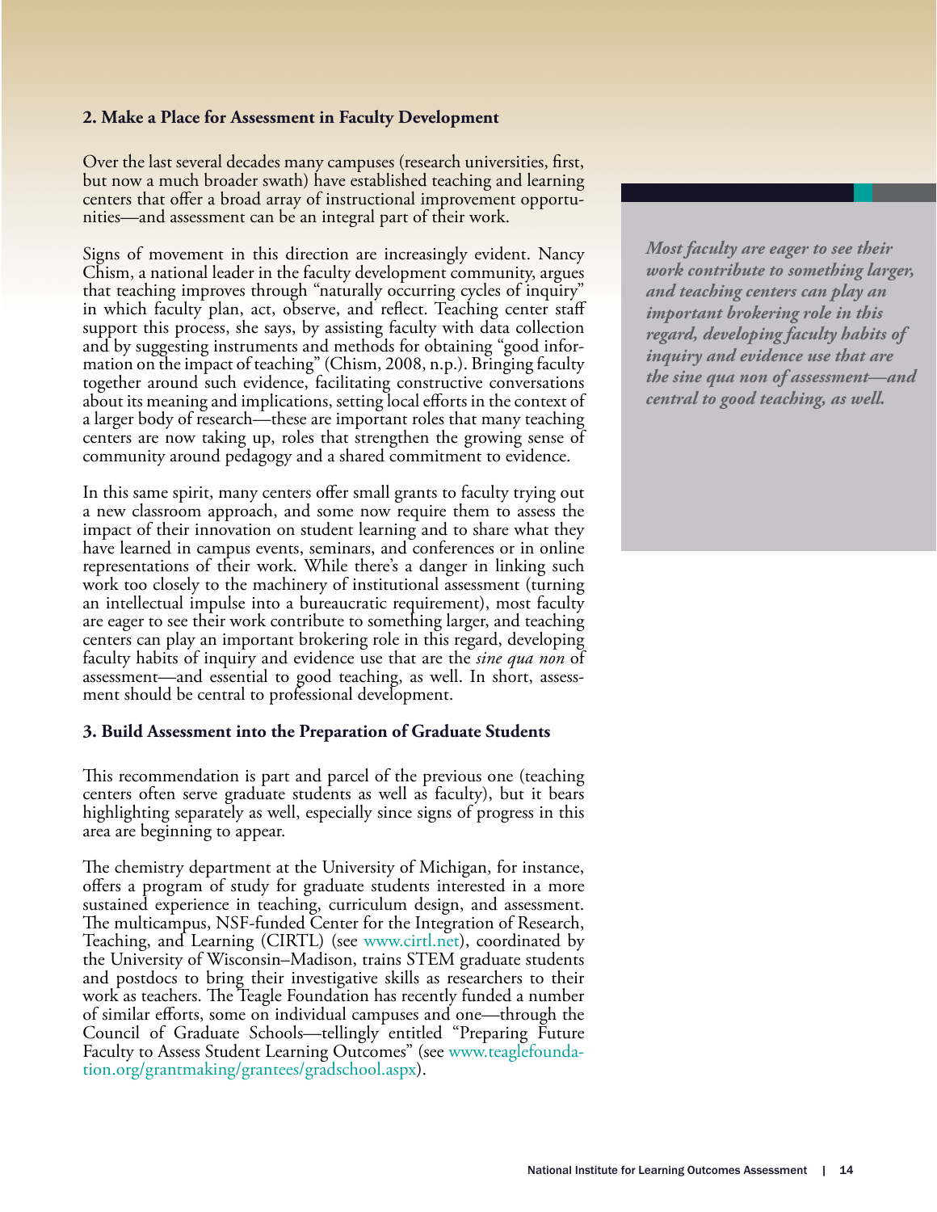### 2. Make a Place for Assessment in Faculty Development

Over the last several decades many campuses (research universities, first, but now a much broader swath) have established teaching and learning centers that offer a broad array of instructional improvement opportunities—and assessment can be an integral part of their work.

Signs of movement in this direction are increasingly evident. Nancy Chism, a national leader in the faculty development community, argues that teaching improves through "naturally occurring cycles of inquiry" in which faculty plan, act, observe, and reflect. Teaching center staff support this process, she says, by assisting faculty with data collection and by suggesting instruments and methods for obtaining "good information on the impact of teaching" (Chism, 2008, n.p.). Bringing faculty together around such evidence, facilitating constructive conversations about its meaning and implications, setting local efforts in the context of a larger body of research—these are important roles that many teaching centers are now taking up, roles that strengthen the growing sense of community around pedagogy and a shared commitment to evidence.

In this same spirit, many centers offer small grants to faculty trying out a new classroom approach, and some now require them to assess the impact of their innovation on student learning and to share what they have learned in campus events, seminars, and conferences or in online representations of their work. While there's a danger in linking such work too closely to the machinery of institutional assessment (turning an intellectual impulse into a bureaucratic requirement), most faculty are eager to see their work contribute to something larger, and teaching centers can play an important brokering role in this regard, developing faculty habits of inquiry and evidence use that are the *sine qua non* of assessment—and essential to good teaching, as well. In short, assessment should be central to professional development.

> ***Most faculty are eager to see their work contribute to something larger, and teaching centers can play an important brokering role in this regard, developing faculty habits of inquiry and evidence use that are the sine qua non of assessment—and central to good teaching, as well.***

### 3. Build Assessment into the Preparation of Graduate Students

This recommendation is part and parcel of the previous one (teaching centers often serve graduate students as well as faculty), but it bears highlighting separately as well, especially since signs of progress in this area are beginning to appear.

The chemistry department at the University of Michigan, for instance, offers a program of study for graduate students interested in a more sustained experience in teaching, curriculum design, and assessment. The multicampus, NSF-funded Center for the Integration of Research, Teaching, and Learning (CIRTL) (see www.cirtl.net), coordinated by the University of Wisconsin–Madison, trains STEM graduate students and postdocs to bring their investigative skills as researchers to their work as teachers. The Teagle Foundation has recently funded a number of similar efforts, some on individual campuses and one—through the Council of Graduate Schools—tellingly entitled "Preparing Future Faculty to Assess Student Learning Outcomes" (see www.teaglefoundation.org/grantmaking/grantees/gradschool.aspx).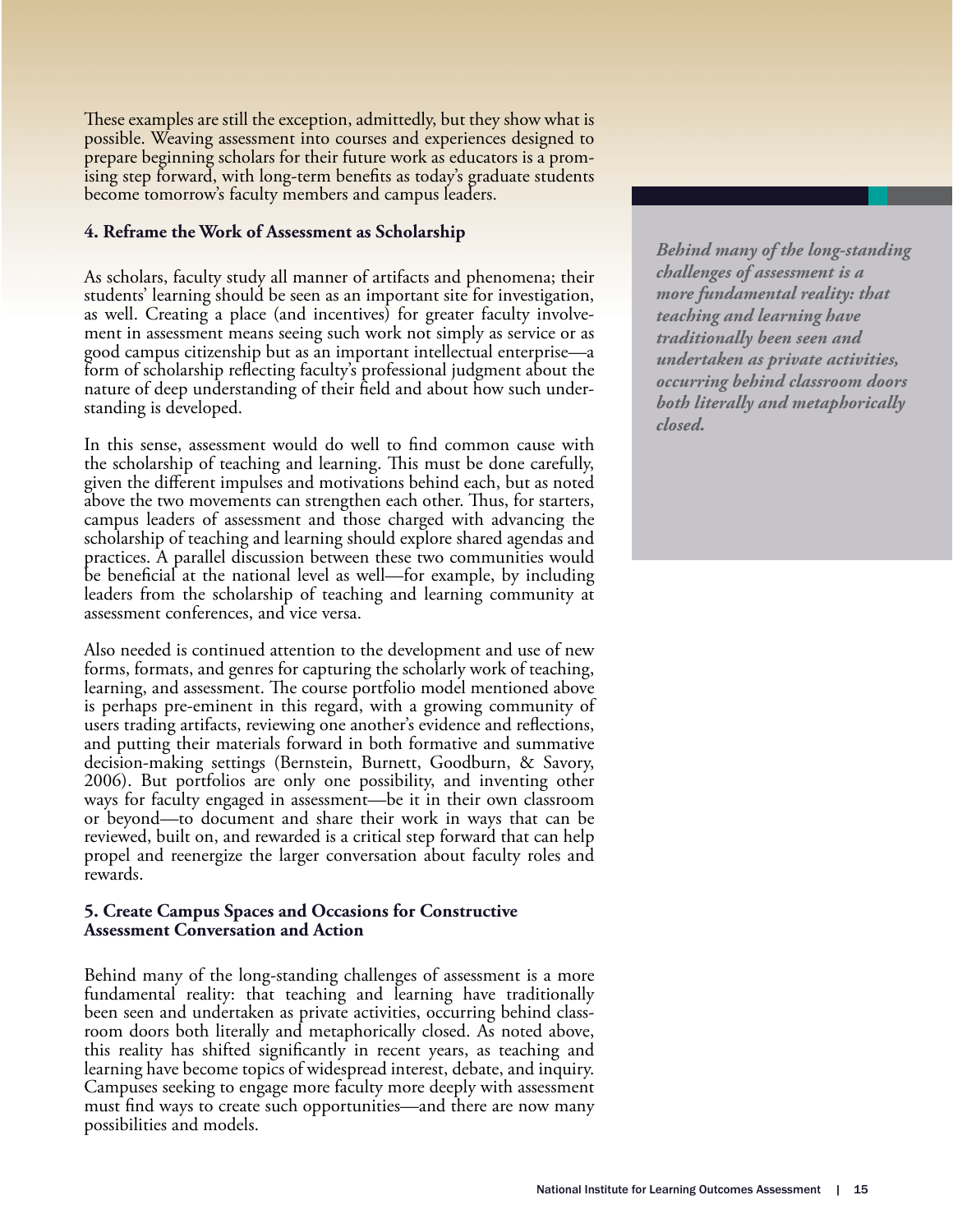These examples are still the exception, admittedly, but they show what is possible. Weaving assessment into courses and experiences designed to prepare beginning scholars for their future work as educators is a promising step forward, with long-term benefits as today's graduate students become tomorrow's faculty members and campus leaders.

### 4. Reframe the Work of Assessment as Scholarship

As scholars, faculty study all manner of artifacts and phenomena; their students' learning should be seen as an important site for investigation, as well. Creating a place (and incentives) for greater faculty involvement in assessment means seeing such work not simply as service or as good campus citizenship but as an important intellectual enterprise—a form of scholarship reflecting faculty's professional judgment about the nature of deep understanding of their field and about how such understanding is developed.

In this sense, assessment would do well to find common cause with the scholarship of teaching and learning. This must be done carefully, given the different impulses and motivations behind each, but as noted above the two movements can strengthen each other. Thus, for starters, campus leaders of assessment and those charged with advancing the scholarship of teaching and learning should explore shared agendas and practices. A parallel discussion between these two communities would be beneficial at the national level as well—for example, by including leaders from the scholarship of teaching and learning community at assessment conferences, and vice versa.

Also needed is continued attention to the development and use of new forms, formats, and genres for capturing the scholarly work of teaching, learning, and assessment. The course portfolio model mentioned above is perhaps pre-eminent in this regard, with a growing community of users trading artifacts, reviewing one another's evidence and reflections, and putting their materials forward in both formative and summative decision-making settings (Bernstein, Burnett, Goodburn, & Savory, 2006). But portfolios are only one possibility, and inventing other ways for faculty engaged in assessment—be it in their own classroom or beyond—to document and share their work in ways that can be reviewed, built on, and rewarded is a critical step forward that can help propel and reenergize the larger conversation about faculty roles and rewards.

### 5. Create Campus Spaces and Occasions for Constructive Assessment Conversation and Action

Behind many of the long-standing challenges of assessment is a more fundamental reality: that teaching and learning have traditionally been seen and undertaken as private activities, occurring behind classroom doors both literally and metaphorically closed. As noted above, this reality has shifted significantly in recent years, as teaching and learning have become topics of widespread interest, debate, and inquiry. Campuses seeking to engage more faculty more deeply with assessment must find ways to create such opportunities—and there are now many possibilities and models.

> ***Behind many of the long-standing challenges of assessment is a more fundamental reality: that teaching and learning have traditionally been seen and undertaken as private activities, occurring behind classroom doors both literally and metaphorically closed.***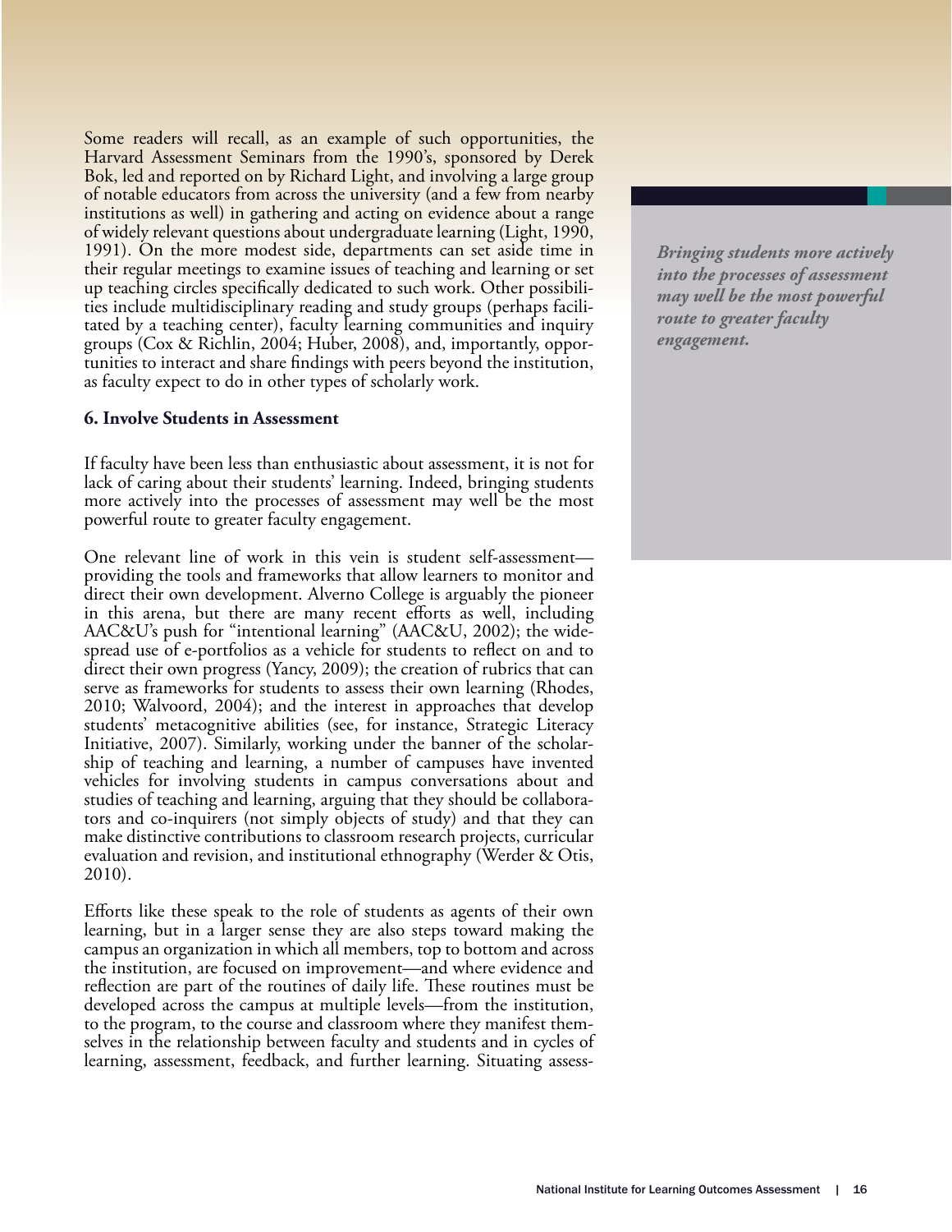Some readers will recall, as an example of such opportunities, the Harvard Assessment Seminars from the 1990's, sponsored by Derek Bok, led and reported on by Richard Light, and involving a large group of notable educators from across the university (and a few from nearby institutions as well) in gathering and acting on evidence about a range of widely relevant questions about undergraduate learning (Light, 1990, 1991). On the more modest side, departments can set aside time in their regular meetings to examine issues of teaching and learning or set up teaching circles specifically dedicated to such work. Other possibilities include multidisciplinary reading and study groups (perhaps facilitated by a teaching center), faculty learning communities and inquiry groups (Cox & Richlin, 2004; Huber, 2008), and, importantly, opportunities to interact and share findings with peers beyond the institution, as faculty expect to do in other types of scholarly work.

**6. Involve Students in Assessment**

If faculty have been less than enthusiastic about assessment, it is not for lack of caring about their students' learning. Indeed, bringing students more actively into the processes of assessment may well be the most powerful route to greater faculty engagement.

*Bringing students more actively into the processes of assessment may well be the most powerful route to greater faculty engagement.*

One relevant line of work in this vein is student self-assessment—providing the tools and frameworks that allow learners to monitor and direct their own development. Alverno College is arguably the pioneer in this arena, but there are many recent efforts as well, including AAC&U's push for "intentional learning" (AAC&U, 2002); the widespread use of e-portfolios as a vehicle for students to reflect on and to direct their own progress (Yancy, 2009); the creation of rubrics that can serve as frameworks for students to assess their own learning (Rhodes, 2010; Walvoord, 2004); and the interest in approaches that develop students' metacognitive abilities (see, for instance, Strategic Literacy Initiative, 2007). Similarly, working under the banner of the scholarship of teaching and learning, a number of campuses have invented vehicles for involving students in campus conversations about and studies of teaching and learning, arguing that they should be collaborators and co-inquirers (not simply objects of study) and that they can make distinctive contributions to classroom research projects, curricular evaluation and revision, and institutional ethnography (Werder & Otis, 2010).

Efforts like these speak to the role of students as agents of their own learning, but in a larger sense they are also steps toward making the campus an organization in which all members, top to bottom and across the institution, are focused on improvement—and where evidence and reflection are part of the routines of daily life. These routines must be developed across the campus at multiple levels—from the institution, to the program, to the course and classroom where they manifest themselves in the relationship between faculty and students and in cycles of learning, assessment, feedback, and further learning. Situating assess-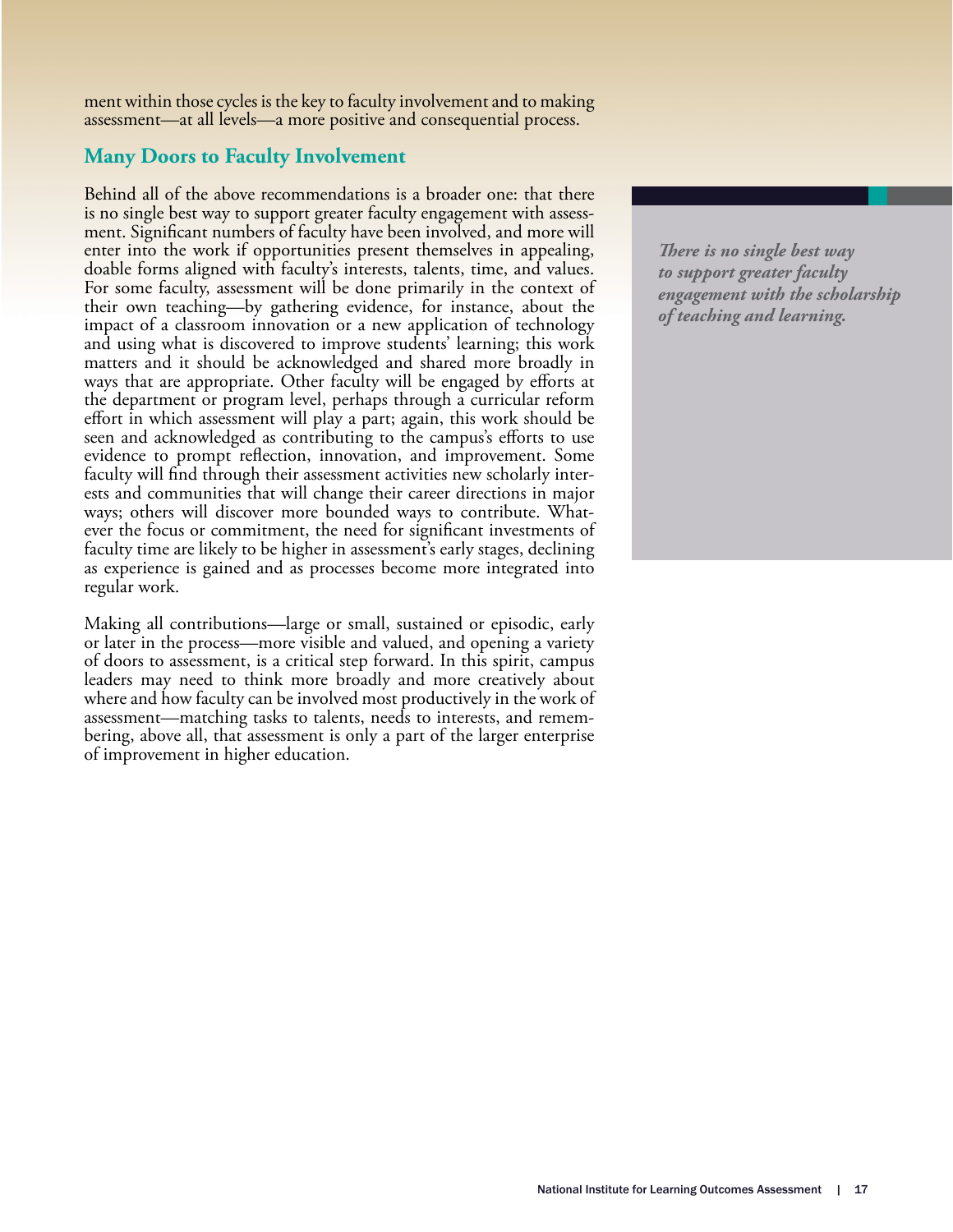ment within those cycles is the key to faculty involvement and to making assessment—at all levels—a more positive and consequential process.

## Many Doors to Faculty Involvement

Behind all of the above recommendations is a broader one: that there is no single best way to support greater faculty engagement with assessment. Significant numbers of faculty have been involved, and more will enter into the work if opportunities present themselves in appealing, doable forms aligned with faculty's interests, talents, time, and values. For some faculty, assessment will be done primarily in the context of their own teaching—by gathering evidence, for instance, about the impact of a classroom innovation or a new application of technology and using what is discovered to improve students' learning; this work matters and it should be acknowledged and shared more broadly in ways that are appropriate. Other faculty will be engaged by efforts at the department or program level, perhaps through a curricular reform effort in which assessment will play a part; again, this work should be seen and acknowledged as contributing to the campus's efforts to use evidence to prompt reflection, innovation, and improvement. Some faculty will find through their assessment activities new scholarly interests and communities that will change their career directions in major ways; others will discover more bounded ways to contribute. Whatever the focus or commitment, the need for significant investments of faculty time are likely to be higher in assessment's early stages, declining as experience is gained and as processes become more integrated into regular work.

*There is no single best way to support greater faculty engagement with the scholarship of teaching and learning.*

Making all contributions—large or small, sustained or episodic, early or later in the process—more visible and valued, and opening a variety of doors to assessment, is a critical step forward. In this spirit, campus leaders may need to think more broadly and more creatively about where and how faculty can be involved most productively in the work of assessment—matching tasks to talents, needs to interests, and remembering, above all, that assessment is only a part of the larger enterprise of improvement in higher education.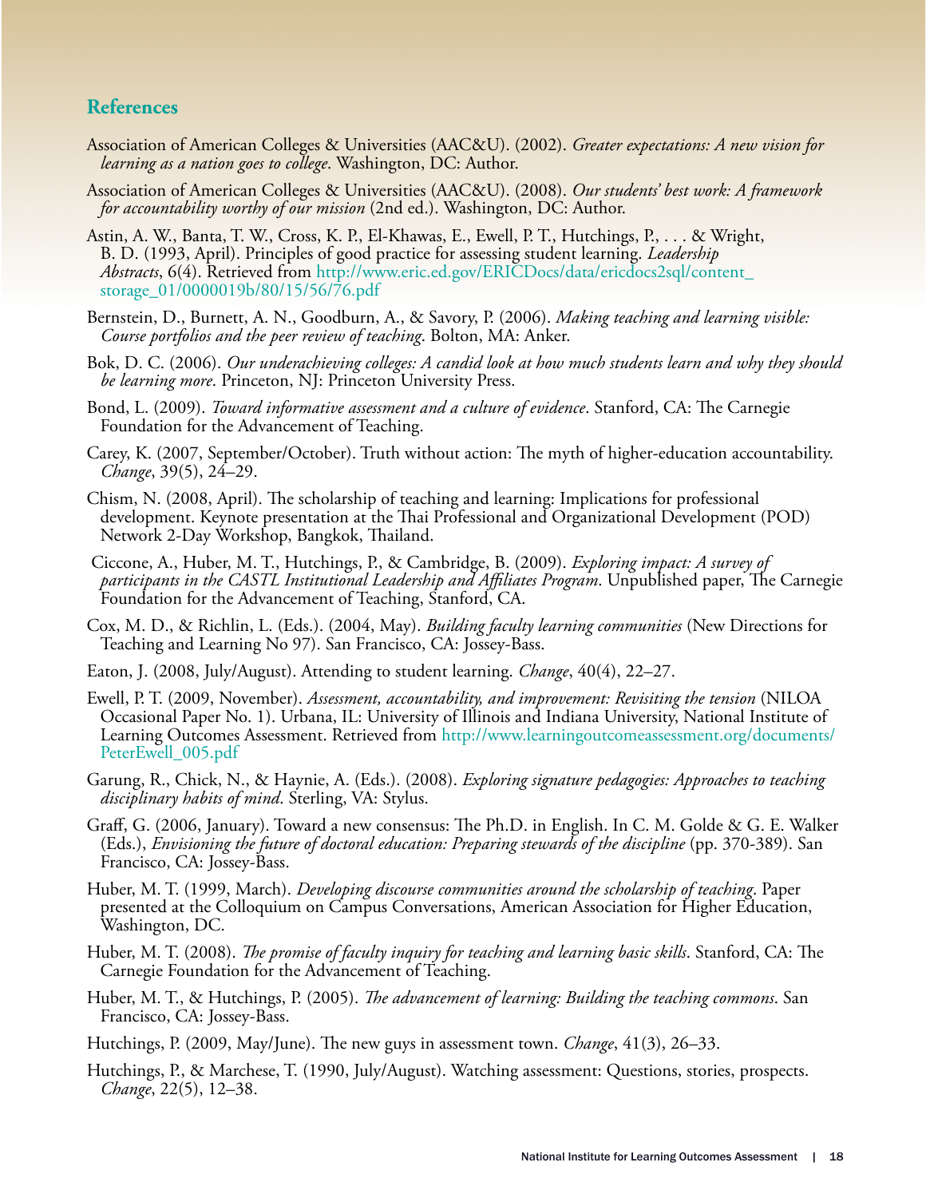## References

Association of American Colleges & Universities (AAC&U). (2002). *Greater expectations: A new vision for learning as a nation goes to college*. Washington, DC: Author.

Association of American Colleges & Universities (AAC&U). (2008). *Our students' best work: A framework for accountability worthy of our mission* (2nd ed.). Washington, DC: Author.

Astin, A. W., Banta, T. W., Cross, K. P., El-Khawas, E., Ewell, P. T., Hutchings, P., . . . & Wright, B. D. (1993, April). Principles of good practice for assessing student learning. *Leadership Abstracts*, 6(4). Retrieved from http://www.eric.ed.gov/ERICDocs/data/ericdocs2sql/content_storage_01/0000019b/80/15/56/76.pdf

Bernstein, D., Burnett, A. N., Goodburn, A., & Savory, P. (2006). *Making teaching and learning visible: Course portfolios and the peer review of teaching*. Bolton, MA: Anker.

Bok, D. C. (2006). *Our underachieving colleges: A candid look at how much students learn and why they should be learning more*. Princeton, NJ: Princeton University Press.

Bond, L. (2009). *Toward informative assessment and a culture of evidence*. Stanford, CA: The Carnegie Foundation for the Advancement of Teaching.

Carey, K. (2007, September/October). Truth without action: The myth of higher-education accountability. *Change*, 39(5), 24–29.

Chism, N. (2008, April). The scholarship of teaching and learning: Implications for professional development. Keynote presentation at the Thai Professional and Organizational Development (POD) Network 2-Day Workshop, Bangkok, Thailand.

Ciccone, A., Huber, M. T., Hutchings, P., & Cambridge, B. (2009). *Exploring impact: A survey of participants in the CASTL Institutional Leadership and Affiliates Program*. Unpublished paper, The Carnegie Foundation for the Advancement of Teaching, Stanford, CA.

Cox, M. D., & Richlin, L. (Eds.). (2004, May). *Building faculty learning communities* (New Directions for Teaching and Learning No 97). San Francisco, CA: Jossey-Bass.

Eaton, J. (2008, July/August). Attending to student learning. *Change*, 40(4), 22–27.

Ewell, P. T. (2009, November). *Assessment, accountability, and improvement: Revisiting the tension* (NILOA Occasional Paper No. 1). Urbana, IL: University of Illinois and Indiana University, National Institute of Learning Outcomes Assessment. Retrieved from http://www.learningoutcomeassessment.org/documents/PeterEwell_005.pdf

Garung, R., Chick, N., & Haynie, A. (Eds.). (2008). *Exploring signature pedagogies: Approaches to teaching disciplinary habits of mind*. Sterling, VA: Stylus.

Graff, G. (2006, January). Toward a new consensus: The Ph.D. in English. In C. M. Golde & G. E. Walker (Eds.), *Envisioning the future of doctoral education: Preparing stewards of the discipline* (pp. 370-389). San Francisco, CA: Jossey-Bass.

Huber, M. T. (1999, March). *Developing discourse communities around the scholarship of teaching*. Paper presented at the Colloquium on Campus Conversations, American Association for Higher Education, Washington, DC.

Huber, M. T. (2008). *The promise of faculty inquiry for teaching and learning basic skills*. Stanford, CA: The Carnegie Foundation for the Advancement of Teaching.

Huber, M. T., & Hutchings, P. (2005). *The advancement of learning: Building the teaching commons*. San Francisco, CA: Jossey-Bass.

Hutchings, P. (2009, May/June). The new guys in assessment town. *Change*, 41(3), 26–33.

Hutchings, P., & Marchese, T. (1990, July/August). Watching assessment: Questions, stories, prospects. *Change*, 22(5), 12–38.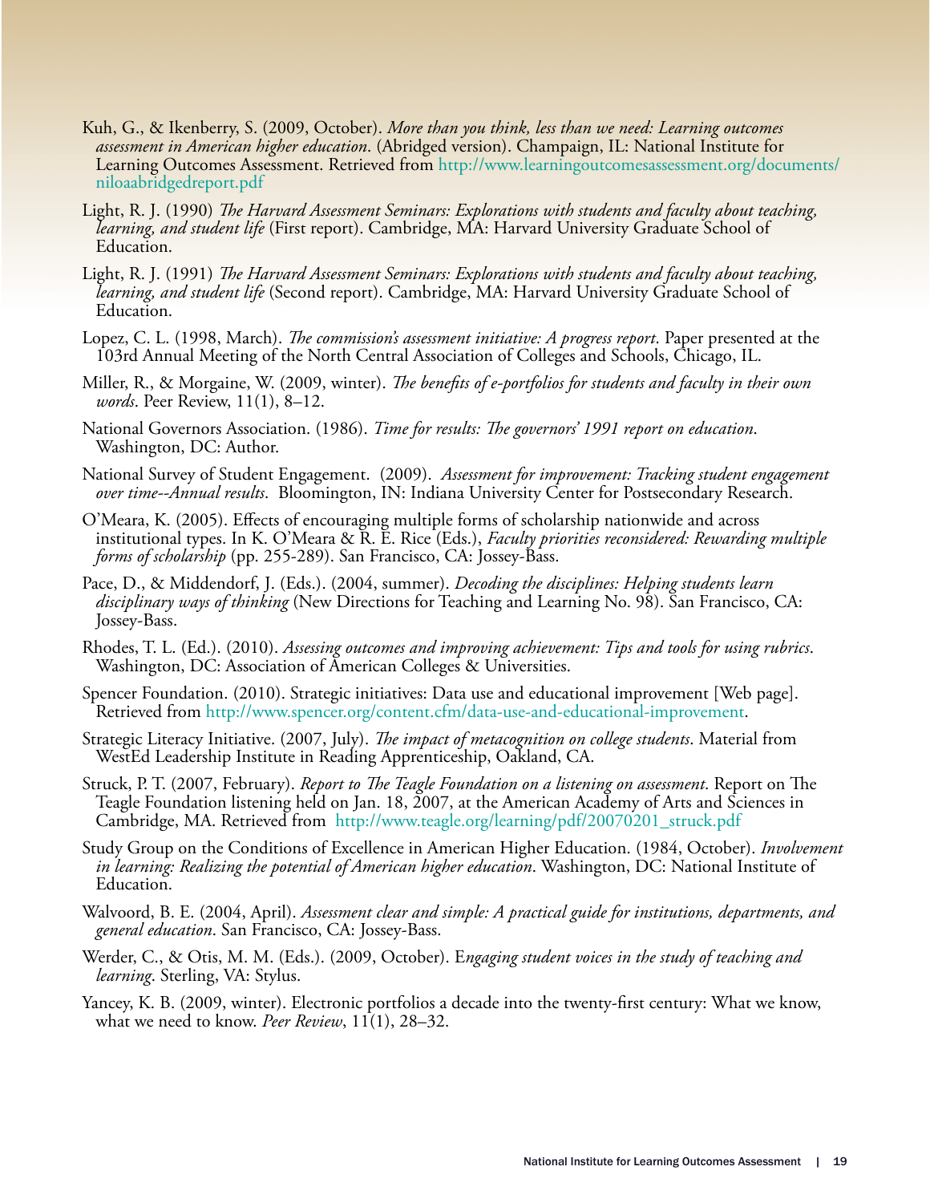Kuh, G., & Ikenberry, S. (2009, October). *More than you think, less than we need: Learning outcomes assessment in American higher education*. (Abridged version). Champaign, IL: National Institute for Learning Outcomes Assessment. Retrieved from http://www.learningoutcomesassessment.org/documents/niloaabridgedreport.pdf

Light, R. J. (1990) *The Harvard Assessment Seminars: Explorations with students and faculty about teaching, learning, and student life* (First report). Cambridge, MA: Harvard University Graduate School of Education.

Light, R. J. (1991) *The Harvard Assessment Seminars: Explorations with students and faculty about teaching, learning, and student life* (Second report). Cambridge, MA: Harvard University Graduate School of Education.

Lopez, C. L. (1998, March). *The commission's assessment initiative: A progress report*. Paper presented at the 103rd Annual Meeting of the North Central Association of Colleges and Schools, Chicago, IL.

Miller, R., & Morgaine, W. (2009, winter). *The benefits of e-portfolios for students and faculty in their own words*. Peer Review, 11(1), 8–12.

National Governors Association. (1986). *Time for results: The governors' 1991 report on education*. Washington, DC: Author.

National Survey of Student Engagement. (2009). *Assessment for improvement: Tracking student engagement over time--Annual results*. Bloomington, IN: Indiana University Center for Postsecondary Research.

O'Meara, K. (2005). Effects of encouraging multiple forms of scholarship nationwide and across institutional types. In K. O'Meara & R. E. Rice (Eds.), *Faculty priorities reconsidered: Rewarding multiple forms of scholarship* (pp. 255-289). San Francisco, CA: Jossey-Bass.

Pace, D., & Middendorf, J. (Eds.). (2004, summer). *Decoding the disciplines: Helping students learn disciplinary ways of thinking* (New Directions for Teaching and Learning No. 98). San Francisco, CA: Jossey-Bass.

Rhodes, T. L. (Ed.). (2010). *Assessing outcomes and improving achievement: Tips and tools for using rubrics*. Washington, DC: Association of American Colleges & Universities.

Spencer Foundation. (2010). Strategic initiatives: Data use and educational improvement [Web page]. Retrieved from http://www.spencer.org/content.cfm/data-use-and-educational-improvement.

Strategic Literacy Initiative. (2007, July). *The impact of metacognition on college students*. Material from WestEd Leadership Institute in Reading Apprenticeship, Oakland, CA.

Struck, P. T. (2007, February). *Report to The Teagle Foundation on a listening on assessment*. Report on The Teagle Foundation listening held on Jan. 18, 2007, at the American Academy of Arts and Sciences in Cambridge, MA. Retrieved from http://www.teagle.org/learning/pdf/20070201_struck.pdf

Study Group on the Conditions of Excellence in American Higher Education. (1984, October). *Involvement in learning: Realizing the potential of American higher education*. Washington, DC: National Institute of Education.

Walvoord, B. E. (2004, April). *Assessment clear and simple: A practical guide for institutions, departments, and general education*. San Francisco, CA: Jossey-Bass.

Werder, C., & Otis, M. M. (Eds.). (2009, October). E*ngaging student voices in the study of teaching and learning*. Sterling, VA: Stylus.

Yancey, K. B. (2009, winter). Electronic portfolios a decade into the twenty-first century: What we know, what we need to know. *Peer Review*, 11(1), 28–32.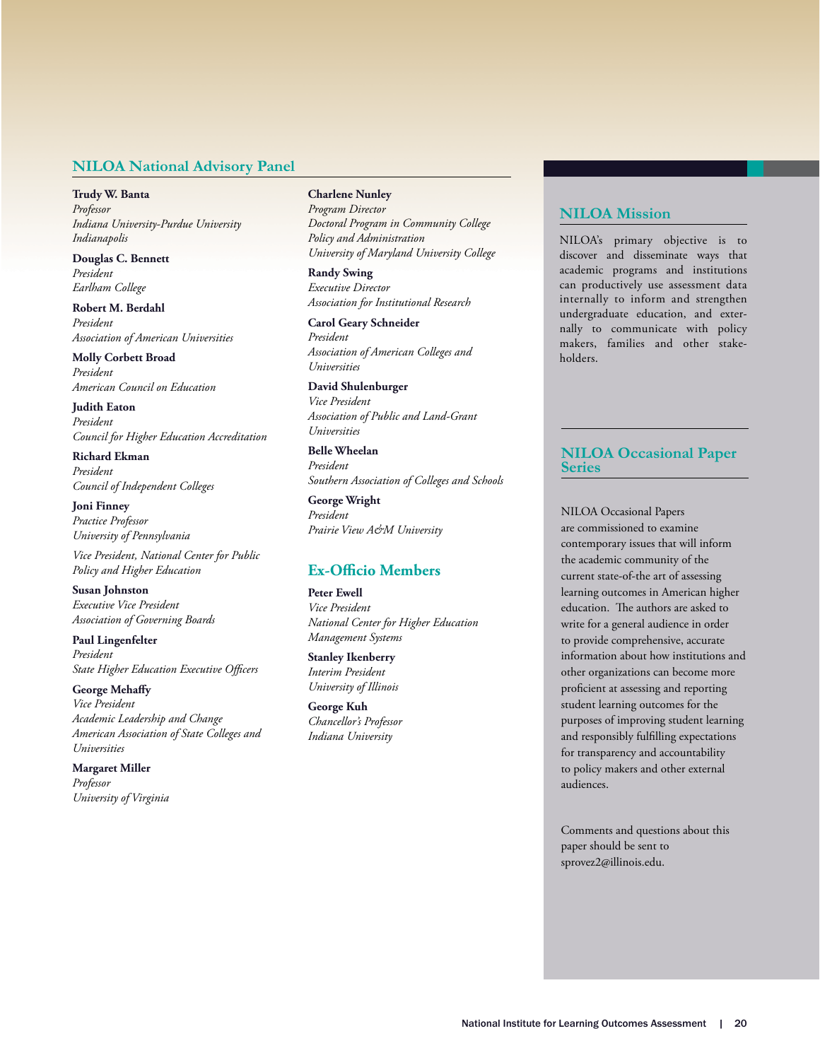## NILOA National Advisory Panel

**Trudy W. Banta**
*Professor*
*Indiana University-Purdue University Indianapolis*

**Douglas C. Bennett**
*President*
*Earlham College*

**Robert M. Berdahl**
*President*
*Association of American Universities*

**Molly Corbett Broad**
*President*
*American Council on Education*

**Judith Eaton**
*President*
*Council for Higher Education Accreditation*

**Richard Ekman**
*President*
*Council of Independent Colleges*

**Joni Finney**
*Practice Professor*
*University of Pennsylvania*

*Vice President, National Center for Public Policy and Higher Education*

**Susan Johnston**
*Executive Vice President*
*Association of Governing Boards*

**Paul Lingenfelter**
*President*
*State Higher Education Executive Officers*

**George Mehaffy**
*Vice President*
*Academic Leadership and Change*
*American Association of State Colleges and Universities*

**Margaret Miller**
*Professor*
*University of Virginia*

**Charlene Nunley**
*Program Director*
*Doctoral Program in Community College Policy and Administration*
*University of Maryland University College*

**Randy Swing**
*Executive Director*
*Association for Institutional Research*

**Carol Geary Schneider**
*President*
*Association of American Colleges and Universities*

**David Shulenburger**
*Vice President*
*Association of Public and Land-Grant Universities*

**Belle Wheelan**
*President*
*Southern Association of Colleges and Schools*

**George Wright**
*President*
*Prairie View A&M University*

## Ex-Officio Members

**Peter Ewell**
*Vice President*
*National Center for Higher Education Management Systems*

**Stanley Ikenberry**
*Interim President*
*University of Illinois*

**George Kuh**
*Chancellor's Professor*
*Indiana University*

## NILOA Mission

NILOA's primary objective is to discover and disseminate ways that academic programs and institutions can productively use assessment data internally to inform and strengthen undergraduate education, and externally to communicate with policy makers, families and other stakeholders.

## NILOA Occasional Paper Series

NILOA Occasional Papers are commissioned to examine contemporary issues that will inform the academic community of the current state-of-the art of assessing learning outcomes in American higher education. The authors are asked to write for a general audience in order to provide comprehensive, accurate information about how institutions and other organizations can become more proficient at assessing and reporting student learning outcomes for the purposes of improving student learning and responsibly fulfilling expectations for transparency and accountability to policy makers and other external audiences.

Comments and questions about this paper should be sent to sprovez2@illinois.edu.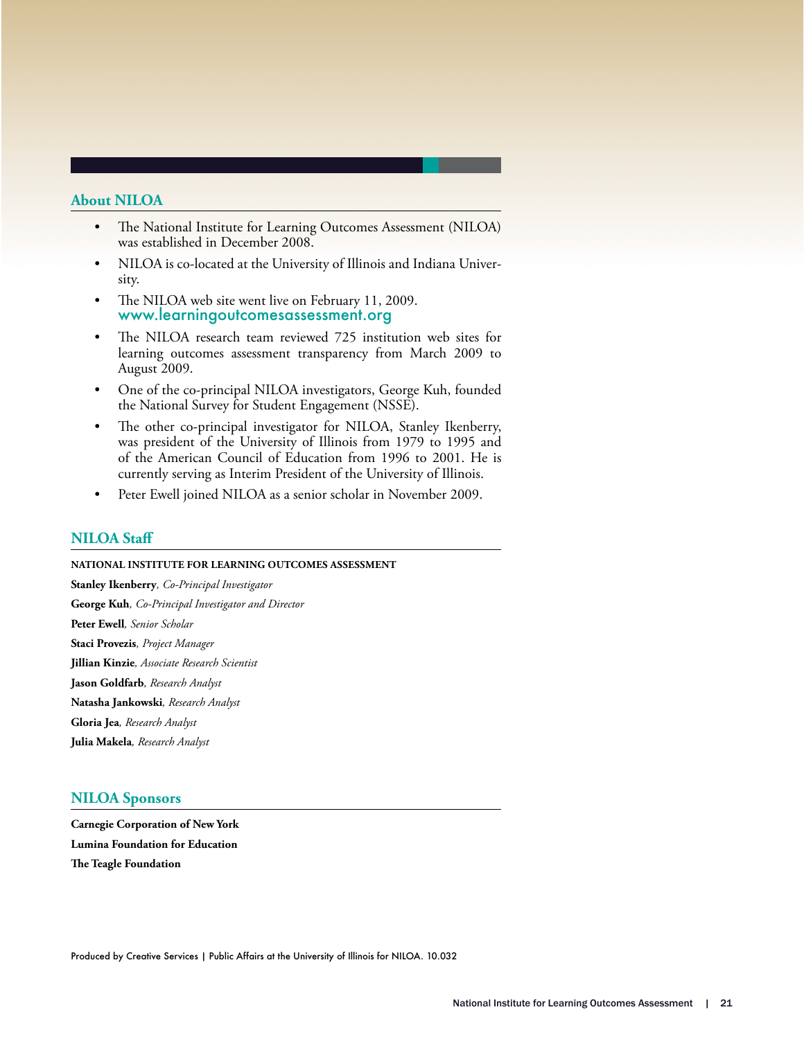## About NILOA

- The National Institute for Learning Outcomes Assessment (NILOA) was established in December 2008.
- NILOA is co-located at the University of Illinois and Indiana University.
- The NILOA web site went live on February 11, 2009.
  www.learningoutcomesassessment.org
- The NILOA research team reviewed 725 institution web sites for learning outcomes assessment transparency from March 2009 to August 2009.
- One of the co-principal NILOA investigators, George Kuh, founded the National Survey for Student Engagement (NSSE).
- The other co-principal investigator for NILOA, Stanley Ikenberry, was president of the University of Illinois from 1979 to 1995 and of the American Council of Education from 1996 to 2001. He is currently serving as Interim President of the University of Illinois.
- Peter Ewell joined NILOA as a senior scholar in November 2009.

## NILOA Staff

**NATIONAL INSTITUTE FOR LEARNING OUTCOMES ASSESSMENT**

**Stanley Ikenberry**, *Co-Principal Investigator*

**George Kuh**, *Co-Principal Investigator and Director*

**Peter Ewell**, *Senior Scholar*

**Staci Provezis**, *Project Manager*

**Jillian Kinzie**, *Associate Research Scientist*

**Jason Goldfarb**, *Research Analyst*

**Natasha Jankowski**, *Research Analyst*

**Gloria Jea**, *Research Analyst*

**Julia Makela**, *Research Analyst*

## NILOA Sponsors

**Carnegie Corporation of New York**

**Lumina Foundation for Education**

**The Teagle Foundation**

Produced by Creative Services | Public Affairs at the University of Illinois for NILOA. 10.032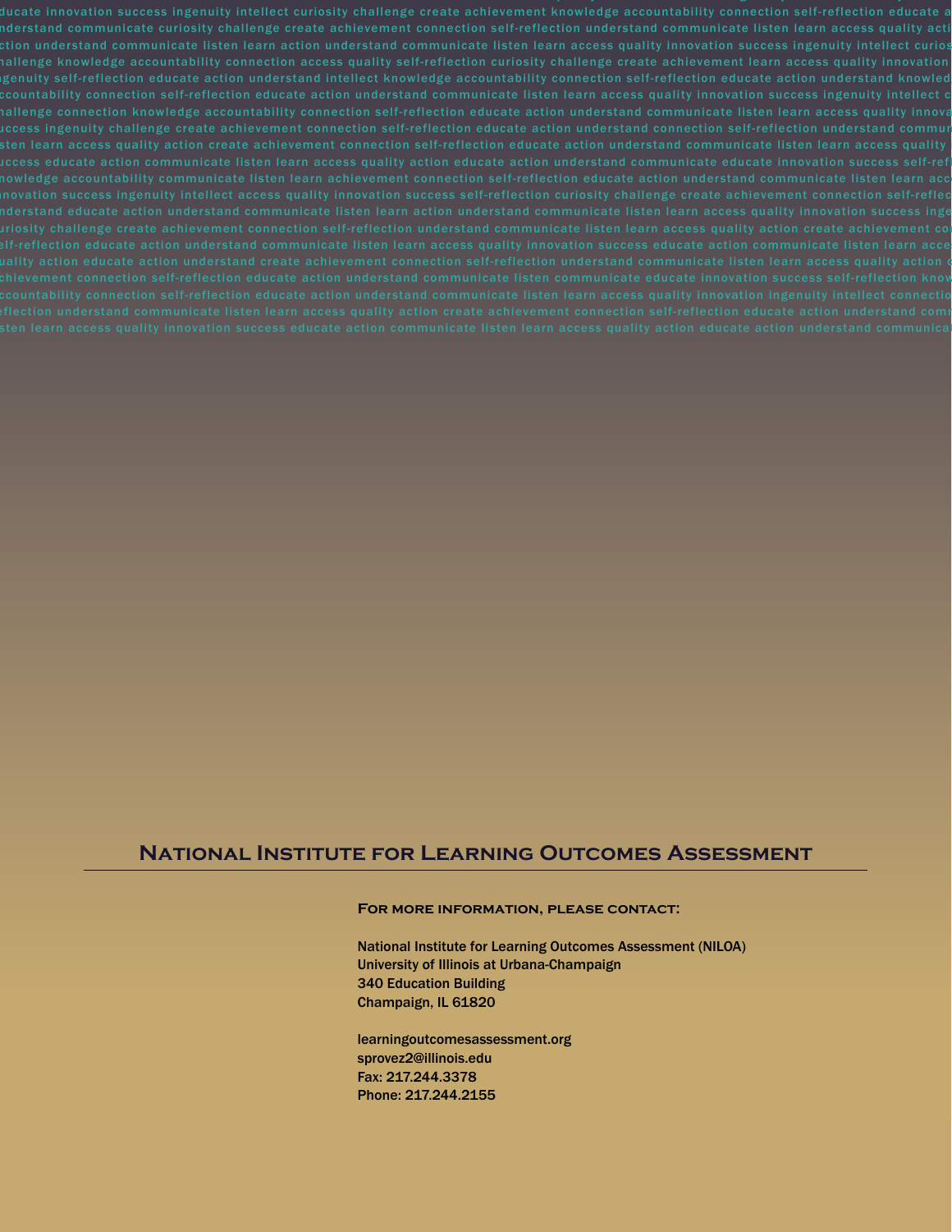## National Institute for Learning Outcomes Assessment

**For more information, please contact:**

National Institute for Learning Outcomes Assessment (NILOA)
University of Illinois at Urbana-Champaign
340 Education Building
Champaign, IL 61820

learningoutcomesassessment.org
sprovez2@illinois.edu
Fax: 217.244.3378
Phone: 217.244.2155